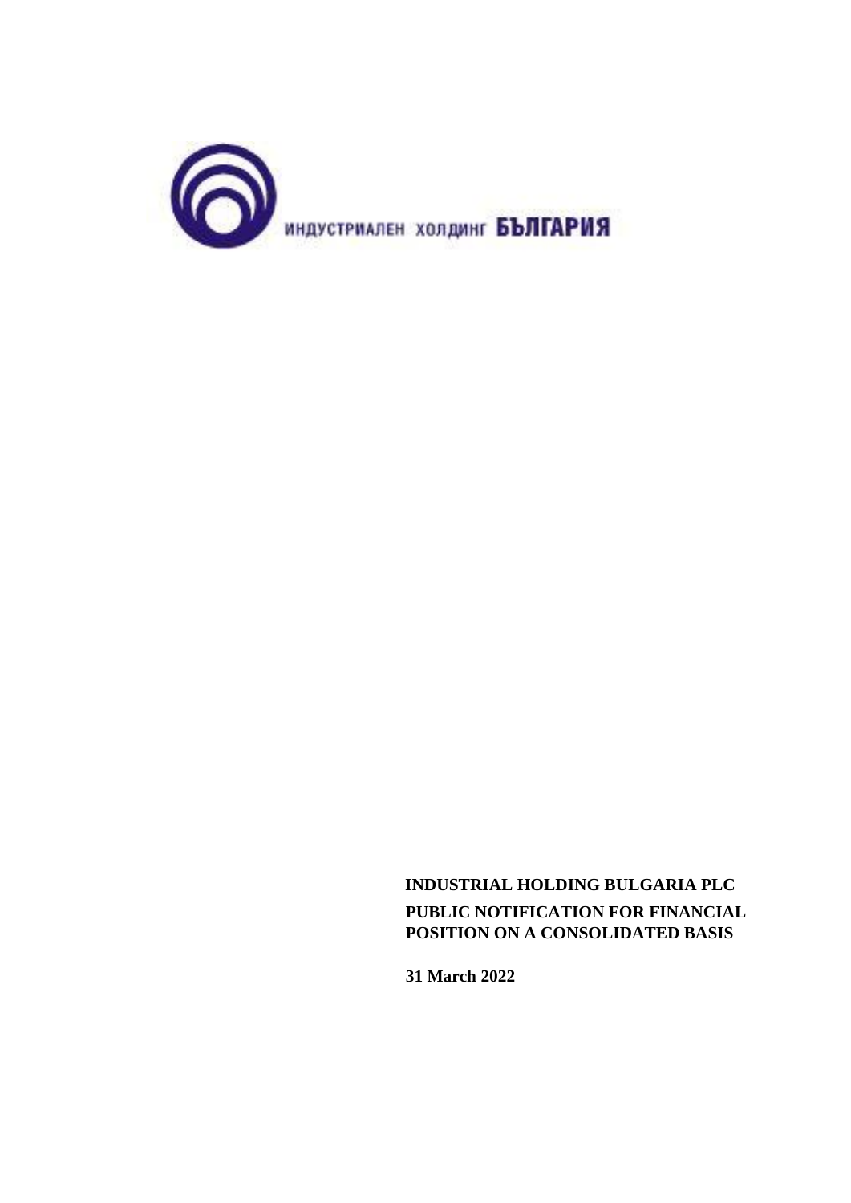ИНДУСТРИАЛЕН ХОЛДИНГ **БЪЛГАРИЯ**

**INDUSTRIAL HOLDING BULGARIA PLC**

**PUBLIC NOTIFICATION FOR FINANCIAL POSITION ON A CONSOLIDATED BASIS**

**31 March 2022**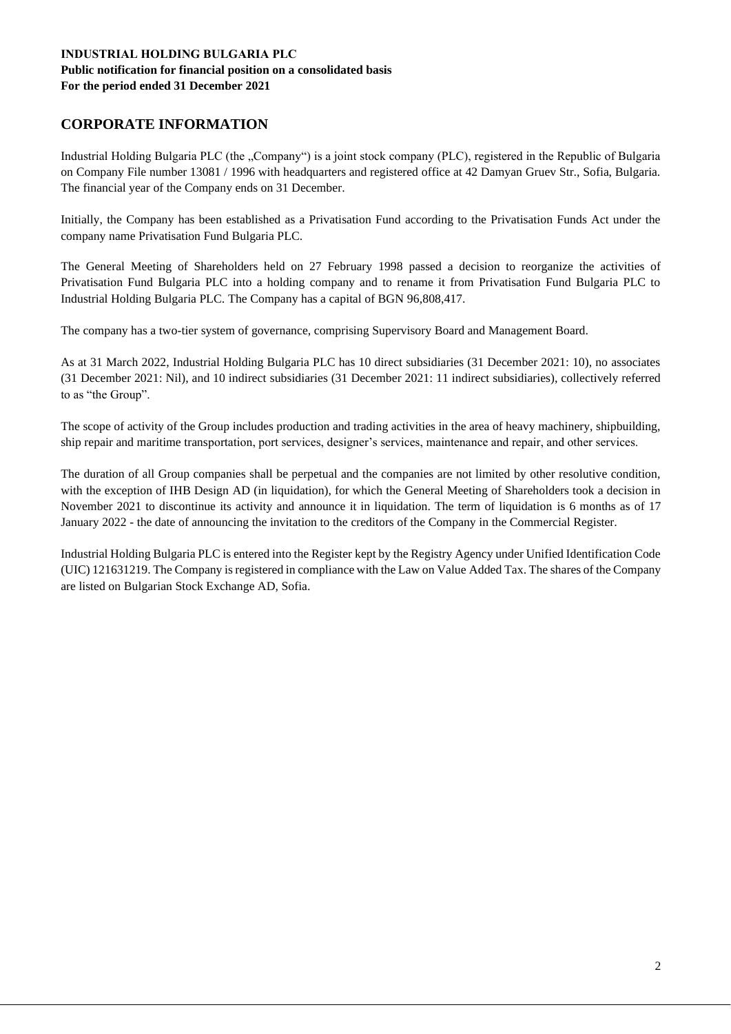## CORPORATE INFORMATION

Industrial Holding Bulgaria PLC (the „Company") is a joint stock company (PLC), registered in the Republic of Bulgaria on Company File number 13081 / 1996 with headquarters and registered office at 42 Damyan Gruev Str., Sofia, Bulgaria. The financial year of the Company ends on 31 December.

Initially, the Company has been established as a Privatisation Fund according to the Privatisation Funds Act under the company name Privatisation Fund Bulgaria PLC.

The General Meeting of Shareholders held on 27 February 1998 passed a decision to reorganize the activities of Privatisation Fund Bulgaria PLC into a holding company and to rename it from Privatisation Fund Bulgaria PLC to Industrial Holding Bulgaria PLC. The Company has a capital of BGN 96,808,417.

The company has a two-tier system of governance, comprising Supervisory Board and Management Board.

As at 31 March 2022, Industrial Holding Bulgaria PLC has 10 direct subsidiaries (31 December 2021: 10), no associates (31 December 2021: Nil), and 10 indirect subsidiaries (31 December 2021: 11 indirect subsidiaries), collectively referred to as "the Group".

The scope of activity of the Group includes production and trading activities in the area of heavy machinery, shipbuilding, ship repair and maritime transportation, port services, designer's services, maintenance and repair, and other services.

The duration of all Group companies shall be perpetual and the companies are not limited by other resolutive condition, with the exception of IHB Design AD (in liquidation), for which the General Meeting of Shareholders took a decision in November 2021 to discontinue its activity and announce it in liquidation. The term of liquidation is 6 months as of 17 January 2022 - the date of announcing the invitation to the creditors of the Company in the Commercial Register.

Industrial Holding Bulgaria PLC is entered into the Register kept by the Registry Agency under Unified Identification Code (UIC) 121631219. The Company is registered in compliance with the Law on Value Added Tax. The shares of the Company are listed on Bulgarian Stock Exchange AD, Sofia.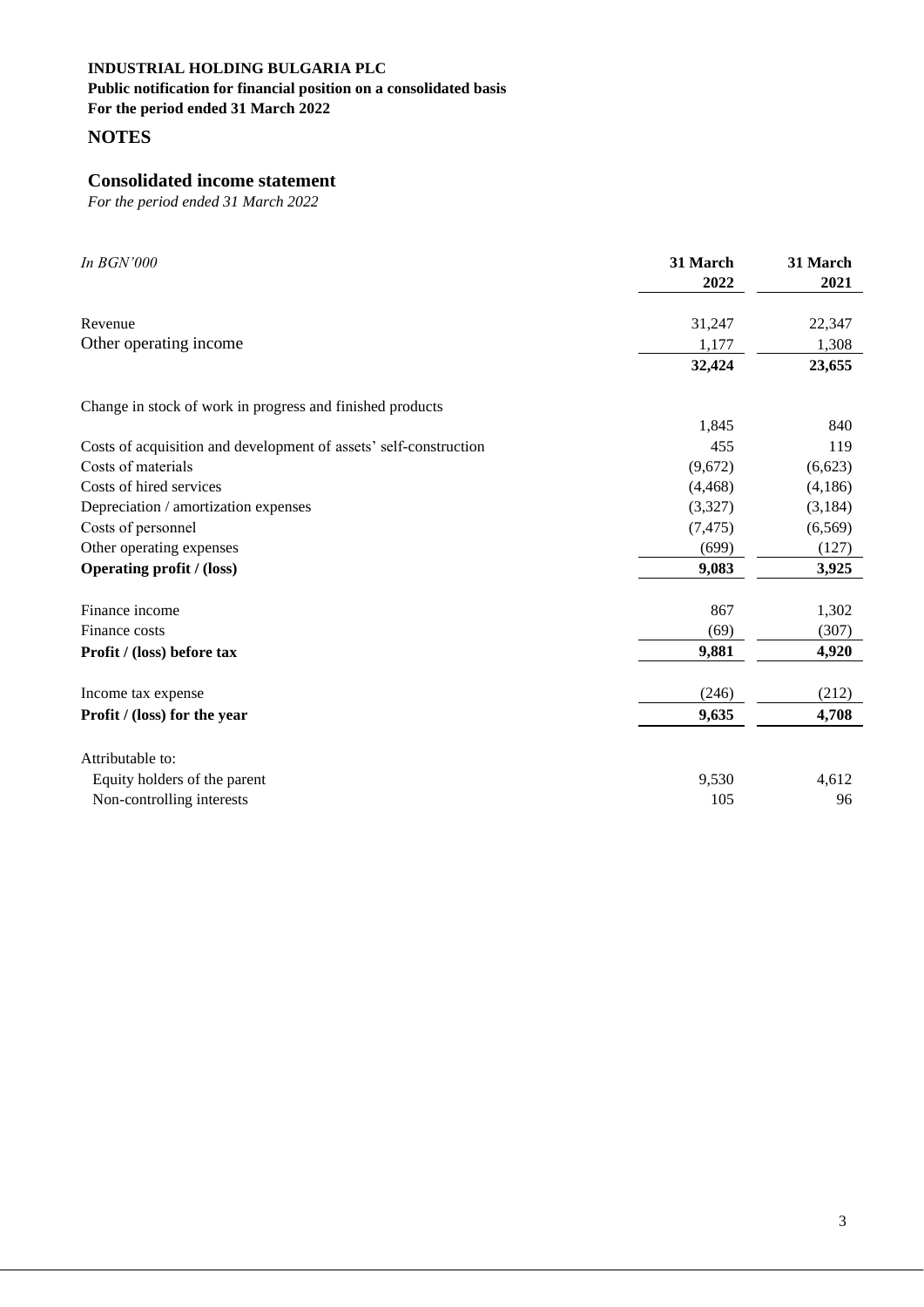**INDUSTRIAL HOLDING BULGARIA PLC**
**Public notification for financial position on a consolidated basis**
**For the period ended 31 March 2022**

## NOTES

## Consolidated income statement

*For the period ended 31 March 2022*

| *In BGN'000* | 31 March 2022 | 31 March 2021 |
|---|---|---|
| Revenue | 31,247 | 22,347 |
| Other operating income | 1,177 | 1,308 |
| | **32,424** | **23,655** |
| Change in stock of work in progress and finished products | 1,845 | 840 |
| Costs of acquisition and development of assets' self-construction | 455 | 119 |
| Costs of materials | (9,672) | (6,623) |
| Costs of hired services | (4,468) | (4,186) |
| Depreciation / amortization expenses | (3,327) | (3,184) |
| Costs of personnel | (7,475) | (6,569) |
| Other operating expenses | (699) | (127) |
| **Operating profit / (loss)** | **9,083** | **3,925** |
| Finance income | 867 | 1,302 |
| Finance costs | (69) | (307) |
| **Profit / (loss) before tax** | **9,881** | **4,920** |
| Income tax expense | (246) | (212) |
| **Profit / (loss) for the year** | **9,635** | **4,708** |
| Attributable to: | | |
| Equity holders of the parent | 9,530 | 4,612 |
| Non-controlling interests | 105 | 96 |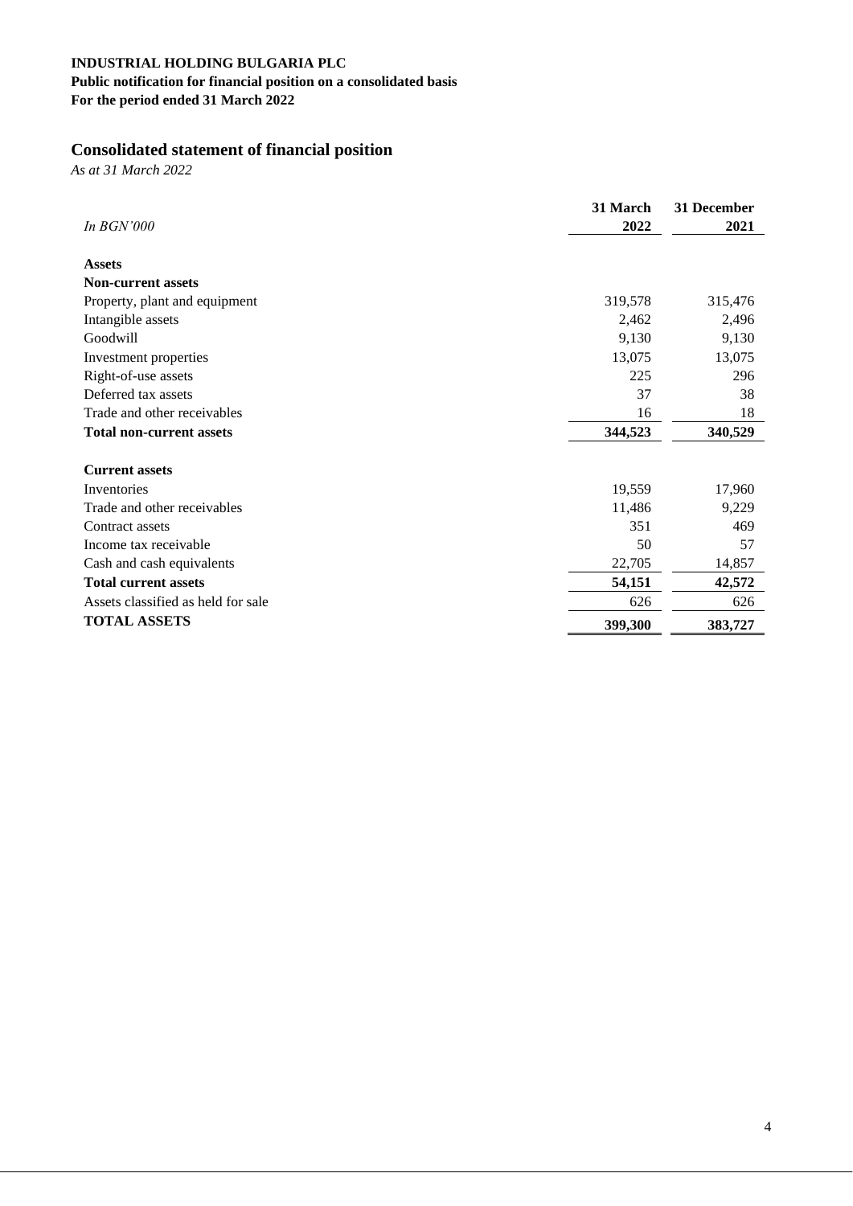**INDUSTRIAL HOLDING BULGARIA PLC**
**Public notification for financial position on a consolidated basis**
**For the period ended 31 March 2022**

## Consolidated statement of financial position

*As at 31 March 2022*

| *In BGN'000* | **31 March 2022** | **31 December 2021** |
|---|---|---|
| **Assets** | | |
| **Non-current assets** | | |
| Property, plant and equipment | 319,578 | 315,476 |
| Intangible assets | 2,462 | 2,496 |
| Goodwill | 9,130 | 9,130 |
| Investment properties | 13,075 | 13,075 |
| Right-of-use assets | 225 | 296 |
| Deferred tax assets | 37 | 38 |
| Trade and other receivables | 16 | 18 |
| **Total non-current assets** | **344,523** | **340,529** |
| **Current assets** | | |
| Inventories | 19,559 | 17,960 |
| Trade and other receivables | 11,486 | 9,229 |
| Contract assets | 351 | 469 |
| Income tax receivable | 50 | 57 |
| Cash and cash equivalents | 22,705 | 14,857 |
| **Total current assets** | **54,151** | **42,572** |
| Assets classified as held for sale | 626 | 626 |
| **TOTAL ASSETS** | **399,300** | **383,727** |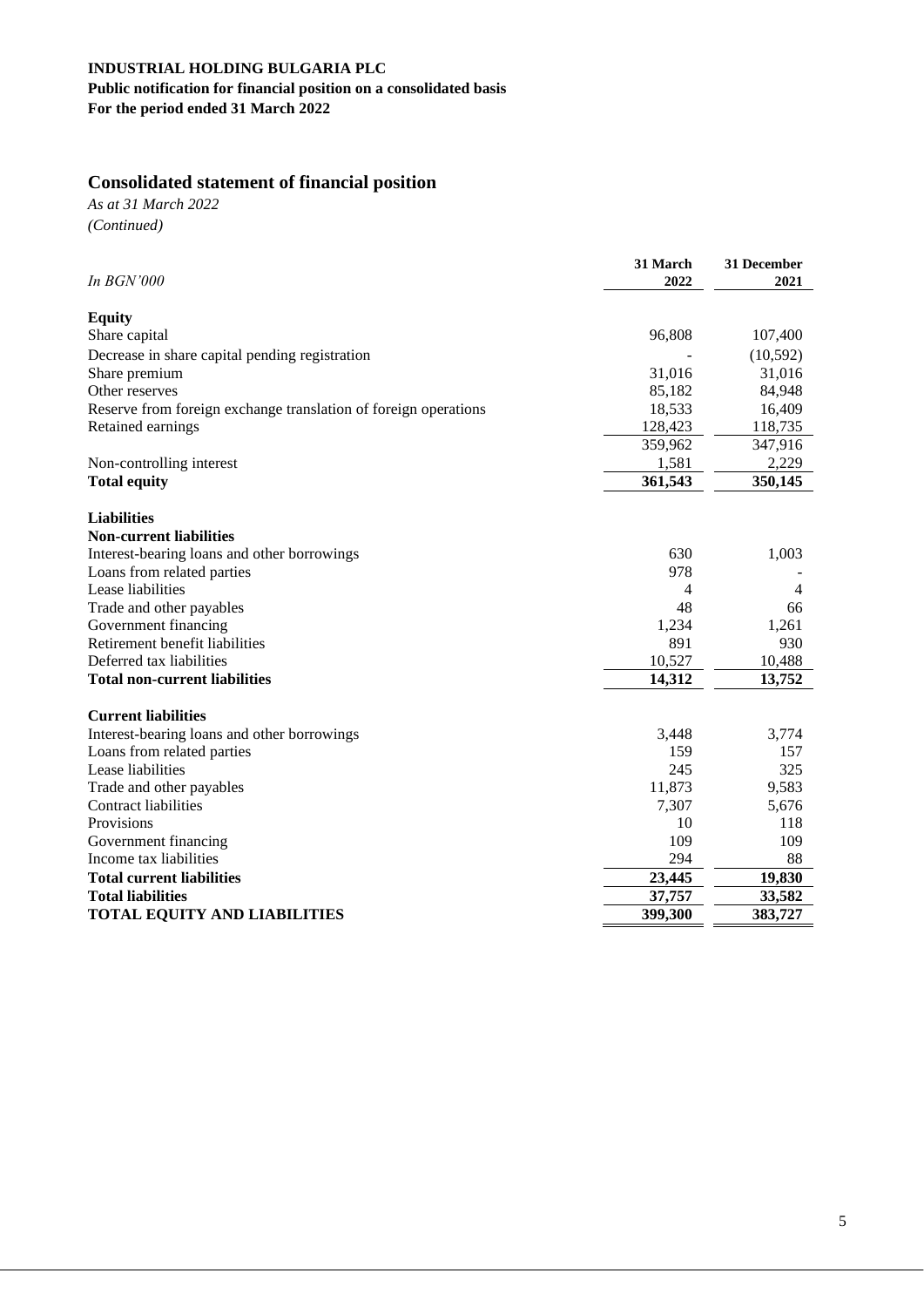**INDUSTRIAL HOLDING BULGARIA PLC**
**Public notification for financial position on a consolidated basis**
**For the period ended 31 March 2022**

## Consolidated statement of financial position

*As at 31 March 2022*
*(Continued)*

| *In BGN'000* | 31 March 2022 | 31 December 2021 |
|---|---|---|
| **Equity** | | |
| Share capital | 96,808 | 107,400 |
| Decrease in share capital pending registration | - | (10,592) |
| Share premium | 31,016 | 31,016 |
| Other reserves | 85,182 | 84,948 |
| Reserve from foreign exchange translation of foreign operations | 18,533 | 16,409 |
| Retained earnings | 128,423 | 118,735 |
| | 359,962 | 347,916 |
| Non-controlling interest | 1,581 | 2,229 |
| **Total equity** | **361,543** | **350,145** |
| **Liabilities** | | |
| **Non-current liabilities** | | |
| Interest-bearing loans and other borrowings | 630 | 1,003 |
| Loans from related parties | 978 | - |
| Lease liabilities | 4 | 4 |
| Trade and other payables | 48 | 66 |
| Government financing | 1,234 | 1,261 |
| Retirement benefit liabilities | 891 | 930 |
| Deferred tax liabilities | 10,527 | 10,488 |
| **Total non-current liabilities** | **14,312** | **13,752** |
| **Current liabilities** | | |
| Interest-bearing loans and other borrowings | 3,448 | 3,774 |
| Loans from related parties | 159 | 157 |
| Lease liabilities | 245 | 325 |
| Trade and other payables | 11,873 | 9,583 |
| Contract liabilities | 7,307 | 5,676 |
| Provisions | 10 | 118 |
| Government financing | 109 | 109 |
| Income tax liabilities | 294 | 88 |
| **Total current liabilities** | **23,445** | **19,830** |
| **Total liabilities** | **37,757** | **33,582** |
| **TOTAL EQUITY AND LIABILITIES** | **399,300** | **383,727** |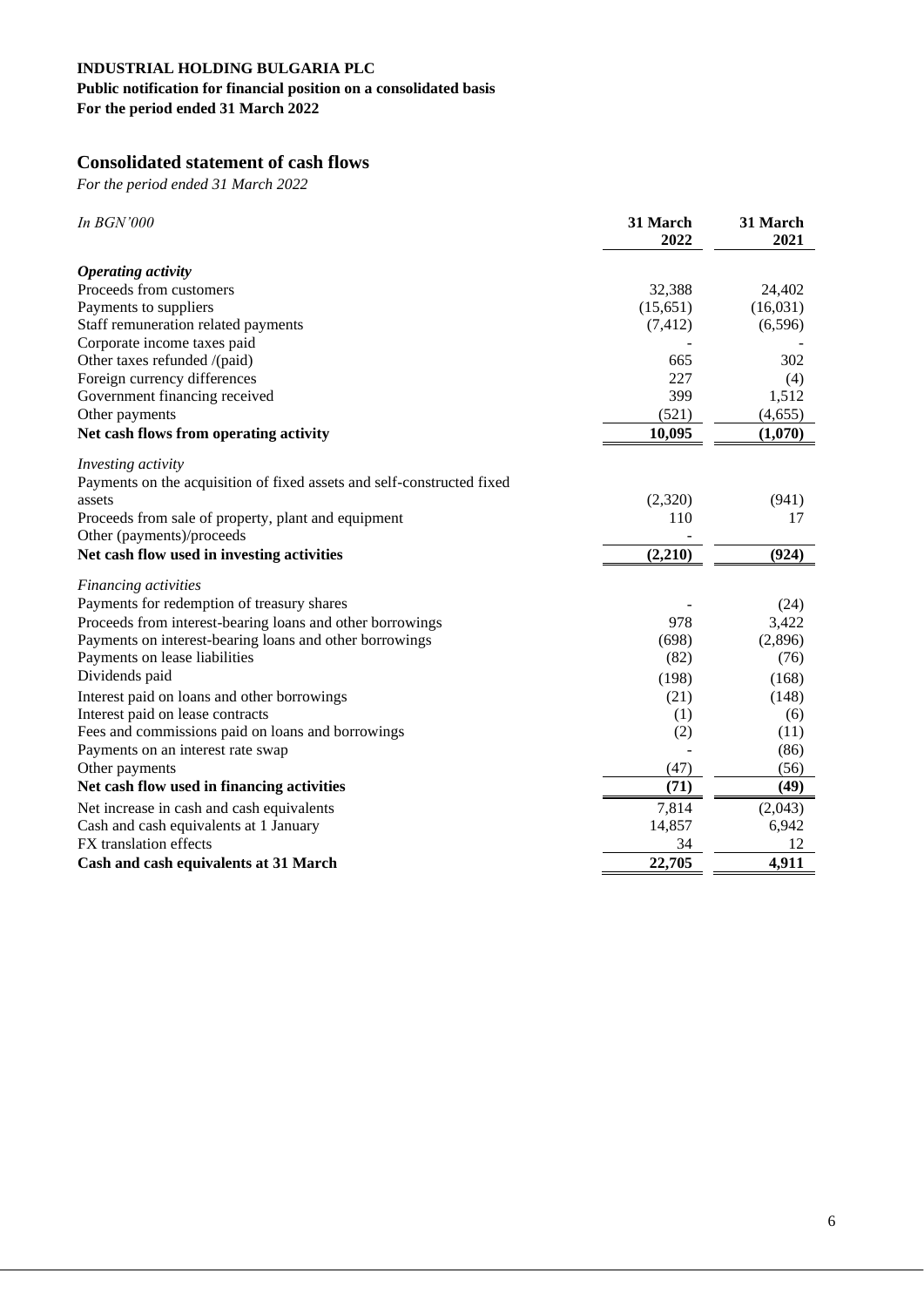**INDUSTRIAL HOLDING BULGARIA PLC**
**Public notification for financial position on a consolidated basis**
**For the period ended 31 March 2022**

## Consolidated statement of cash flows

*For the period ended 31 March 2022*

| *In BGN'000* | 31 March 2022 | 31 March 2021 |
|---|---|---|
| ***Operating activity*** | | |
| Proceeds from customers | 32,388 | 24,402 |
| Payments to suppliers | (15,651) | (16,031) |
| Staff remuneration related payments | (7,412) | (6,596) |
| Corporate income taxes paid | - | - |
| Other taxes refunded /(paid) | 665 | 302 |
| Foreign currency differences | 227 | (4) |
| Government financing received | 399 | 1,512 |
| Other payments | (521) | (4,655) |
| **Net cash flows from operating activity** | **10,095** | **(1,070)** |
| *Investing activity* | | |
| Payments on the acquisition of fixed assets and self-constructed fixed assets | (2,320) | (941) |
| Proceeds from sale of property, plant and equipment | 110 | 17 |
| Other (payments)/proceeds | - | |
| **Net cash flow used in investing activities** | **(2,210)** | **(924)** |
| *Financing activities* | | |
| Payments for redemption of treasury shares | - | (24) |
| Proceeds from interest-bearing loans and other borrowings | 978 | 3,422 |
| Payments on interest-bearing loans and other borrowings | (698) | (2,896) |
| Payments on lease liabilities | (82) | (76) |
| Dividends paid | (198) | (168) |
| Interest paid on loans and other borrowings | (21) | (148) |
| Interest paid on lease contracts | (1) | (6) |
| Fees and commissions paid on loans and borrowings | (2) | (11) |
| Payments on an interest rate swap | - | (86) |
| Other payments | (47) | (56) |
| **Net cash flow used in financing activities** | **(71)** | **(49)** |
| Net increase in cash and cash equivalents | 7,814 | (2,043) |
| Cash and cash equivalents at 1 January | 14,857 | 6,942 |
| FX translation effects | 34 | 12 |
| **Cash and cash equivalents at 31 March** | **22,705** | **4,911** |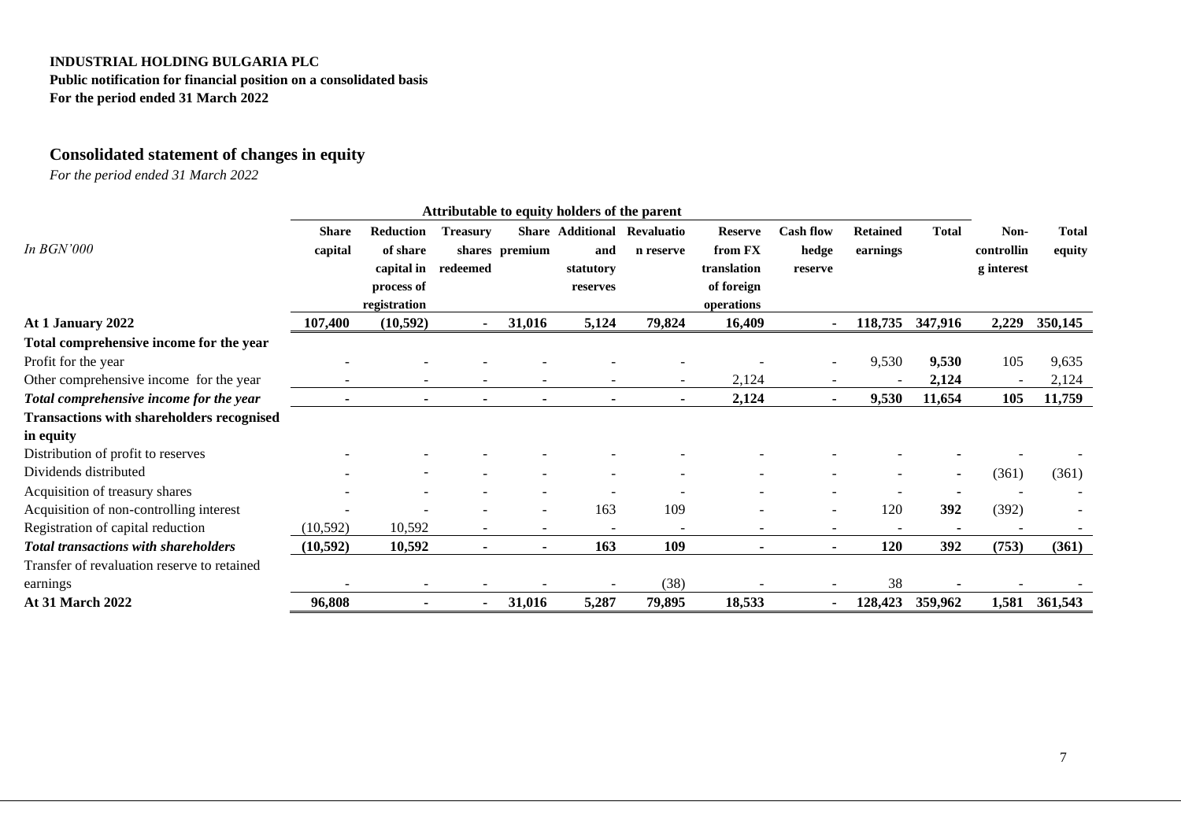**INDUSTRIAL HOLDING BULGARIA PLC**
**Public notification for financial position on a consolidated basis**
**For the period ended 31 March 2022**

## Consolidated statement of changes in equity

*For the period ended 31 March 2022*

| | Attributable to equity holders of the parent | | | | | | | | | | | |
|---|---|---|---|---|---|---|---|---|---|---|---|---|
| *In BGN'000* | **Share capital** | **Reduction of share capital in process of registration** | **Treasury shares redeemed** | **Share premium** | **Additional and statutory reserves** | **Revaluation reserve** | **Reserve from FX translation of foreign operations** | **Cash flow hedge reserve** | **Retained earnings** | **Total** | **Non-controlling interest** | **Total equity** |
| **At 1 January 2022** | **107,400** | **(10,592)** | **-** | **31,016** | **5,124** | **79,824** | **16,409** | **-** | **118,735** | **347,916** | **2,229** | **350,145** |
| **Total comprehensive income for the year** | | | | | | | | | | | | |
| Profit for the year | - | - | - | - | - | - | - | - | 9,530 | **9,530** | 105 | 9,635 |
| Other comprehensive income for the year | - | - | - | - | - | - | 2,124 | - | - | **2,124** | - | 2,124 |
| ***Total comprehensive income for the year*** | **-** | **-** | **-** | **-** | **-** | **-** | **2,124** | **-** | **9,530** | **11,654** | **105** | **11,759** |
| **Transactions with shareholders recognised in equity** | | | | | | | | | | | | |
| Distribution of profit to reserves | - | - | - | - | - | - | - | - | - | **-** | - | - |
| Dividends distributed | - | - | - | - | - | - | - | - | - | - | (361) | (361) |
| Acquisition of treasury shares | - | - | - | - | - | - | - | - | - | **-** | - | - |
| Acquisition of non-controlling interest | - | - | - | - | 163 | 109 | - | - | 120 | **392** | (392) | - |
| Registration of capital reduction | (10,592) | 10,592 | - | - | - | - | - | - | - | **-** | - | - |
| ***Total transactions with shareholders*** | **(10,592)** | **10,592** | **-** | **-** | **163** | **109** | **-** | **-** | **120** | **392** | **(753)** | **(361)** |
| Transfer of revaluation reserve to retained earnings | - | - | - | - | - | (38) | - | - | 38 | **-** | - | - |
| **At 31 March 2022** | **96,808** | **-** | **-** | **31,016** | **5,287** | **79,895** | **18,533** | **-** | **128,423** | **359,962** | **1,581** | **361,543** |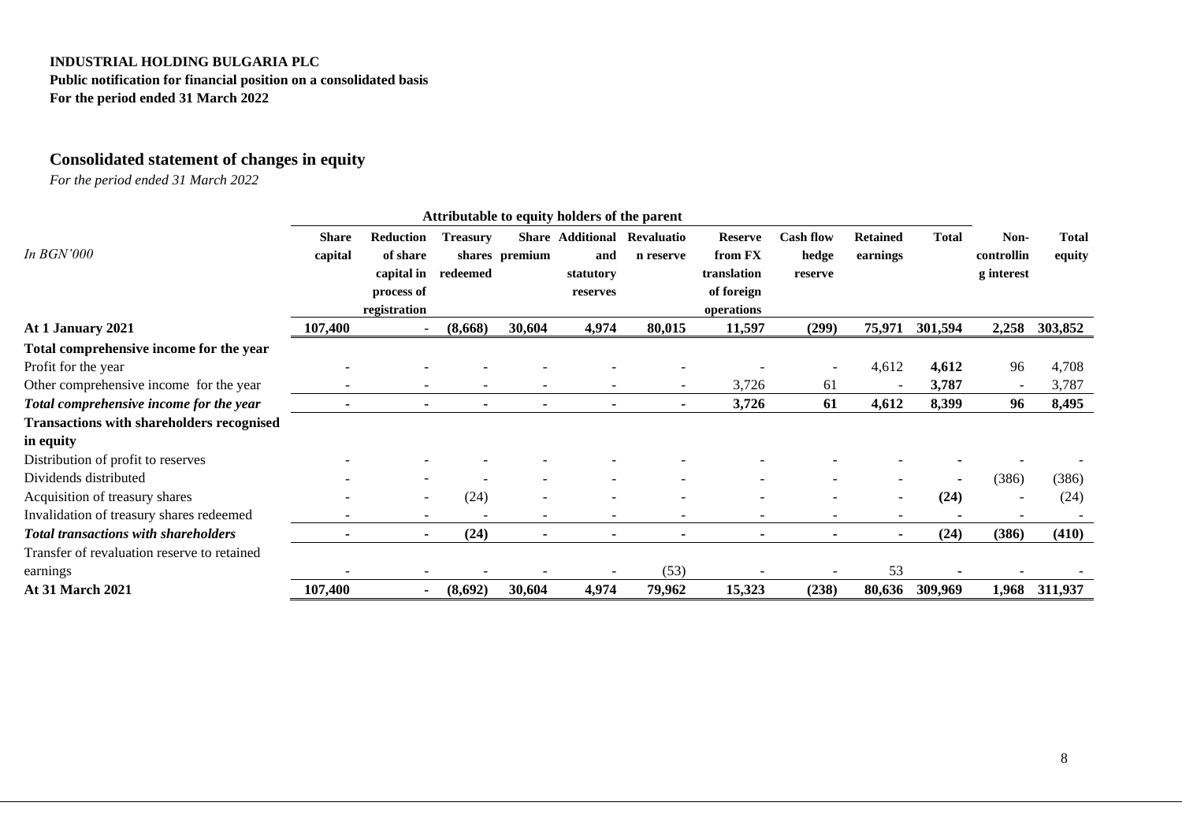**INDUSTRIAL HOLDING BULGARIA PLC**
**Public notification for financial position on a consolidated basis**
**For the period ended 31 March 2022**

## Consolidated statement of changes in equity

*For the period ended 31 March 2022*

| | Attributable to equity holders of the parent | | | | | | | | | | | |
|---|---|---|---|---|---|---|---|---|---|---|---|---|
| *In BGN'000* | **Share capital** | **Reduction of share capital in process of registration** | **Treasury shares redeemed** | **Share premium** | **Additional and statutory reserves** | **Revaluation reserve** | **Reserve from FX translation of foreign operations** | **Cash flow hedge reserve** | **Retained earnings** | **Total** | **Non-controlling interest** | **Total equity** |
| **At 1 January 2021** | **107,400** | **-** | **(8,668)** | **30,604** | **4,974** | **80,015** | **11,597** | **(299)** | **75,971** | **301,594** | **2,258** | **303,852** |
| **Total comprehensive income for the year** | | | | | | | | | | | | |
| Profit for the year | - | - | - | - | - | - | - | - | 4,612 | **4,612** | 96 | 4,708 |
| Other comprehensive income for the year | - | - | - | - | - | - | 3,726 | 61 | - | **3,787** | - | 3,787 |
| ***Total comprehensive income for the year*** | **-** | **-** | **-** | **-** | **-** | **-** | **3,726** | **61** | **4,612** | **8,399** | **96** | **8,495** |
| **Transactions with shareholders recognised in equity** | | | | | | | | | | | | |
| Distribution of profit to reserves | - | - | - | - | - | - | - | - | - | **-** | - | - |
| Dividends distributed | - | - | - | - | - | - | - | - | - | **-** | (386) | (386) |
| Acquisition of treasury shares | - | - | (24) | - | - | - | - | - | - | **(24)** | - | (24) |
| Invalidation of treasury shares redeemed | - | - | - | - | - | - | - | - | - | **-** | - | - |
| ***Total transactions with shareholders*** | **-** | **-** | **(24)** | **-** | **-** | **-** | **-** | **-** | **-** | **(24)** | **(386)** | **(410)** |
| Transfer of revaluation reserve to retained earnings | - | - | - | - | - | (53) | - | - | 53 | **-** | - | - |
| **At 31 March 2021** | **107,400** | **-** | **(8,692)** | **30,604** | **4,974** | **79,962** | **15,323** | **(238)** | **80,636** | **309,969** | **1,968** | **311,937** |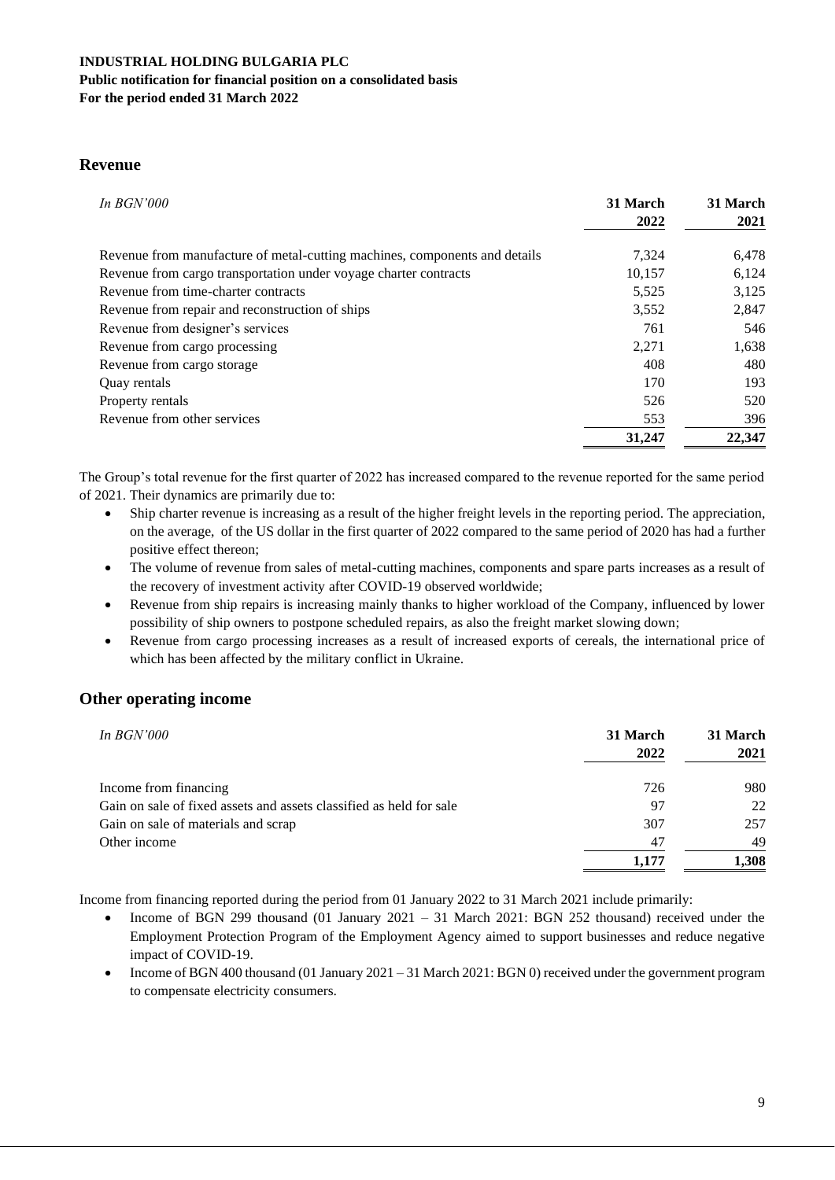## Revenue

| *In BGN'000* | 31 March 2022 | 31 March 2021 |
|---|---|---|
| Revenue from manufacture of metal-cutting machines, components and details | 7,324 | 6,478 |
| Revenue from cargo transportation under voyage charter contracts | 10,157 | 6,124 |
| Revenue from time-charter contracts | 5,525 | 3,125 |
| Revenue from repair and reconstruction of ships | 3,552 | 2,847 |
| Revenue from designer's services | 761 | 546 |
| Revenue from cargo processing | 2,271 | 1,638 |
| Revenue from cargo storage | 408 | 480 |
| Quay rentals | 170 | 193 |
| Property rentals | 526 | 520 |
| Revenue from other services | 553 | 396 |
| | **31,247** | **22,347** |

The Group's total revenue for the first quarter of 2022 has increased compared to the revenue reported for the same period of 2021. Their dynamics are primarily due to:

- Ship charter revenue is increasing as a result of the higher freight levels in the reporting period. The appreciation, on the average, of the US dollar in the first quarter of 2022 compared to the same period of 2020 has had a further positive effect thereon;
- The volume of revenue from sales of metal-cutting machines, components and spare parts increases as a result of the recovery of investment activity after COVID-19 observed worldwide;
- Revenue from ship repairs is increasing mainly thanks to higher workload of the Company, influenced by lower possibility of ship owners to postpone scheduled repairs, as also the freight market slowing down;
- Revenue from cargo processing increases as a result of increased exports of cereals, the international price of which has been affected by the military conflict in Ukraine.

## Other operating income

| *In BGN'000* | 31 March 2022 | 31 March 2021 |
|---|---|---|
| Income from financing | 726 | 980 |
| Gain on sale of fixed assets and assets classified as held for sale | 97 | 22 |
| Gain on sale of materials and scrap | 307 | 257 |
| Other income | 47 | 49 |
| | **1,177** | **1,308** |

Income from financing reported during the period from 01 January 2022 to 31 March 2021 include primarily:

- Income of BGN 299 thousand (01 January 2021 – 31 March 2021: BGN 252 thousand) received under the Employment Protection Program of the Employment Agency aimed to support businesses and reduce negative impact of COVID-19.
- Income of BGN 400 thousand (01 January 2021 – 31 March 2021: BGN 0) received under the government program to compensate electricity consumers.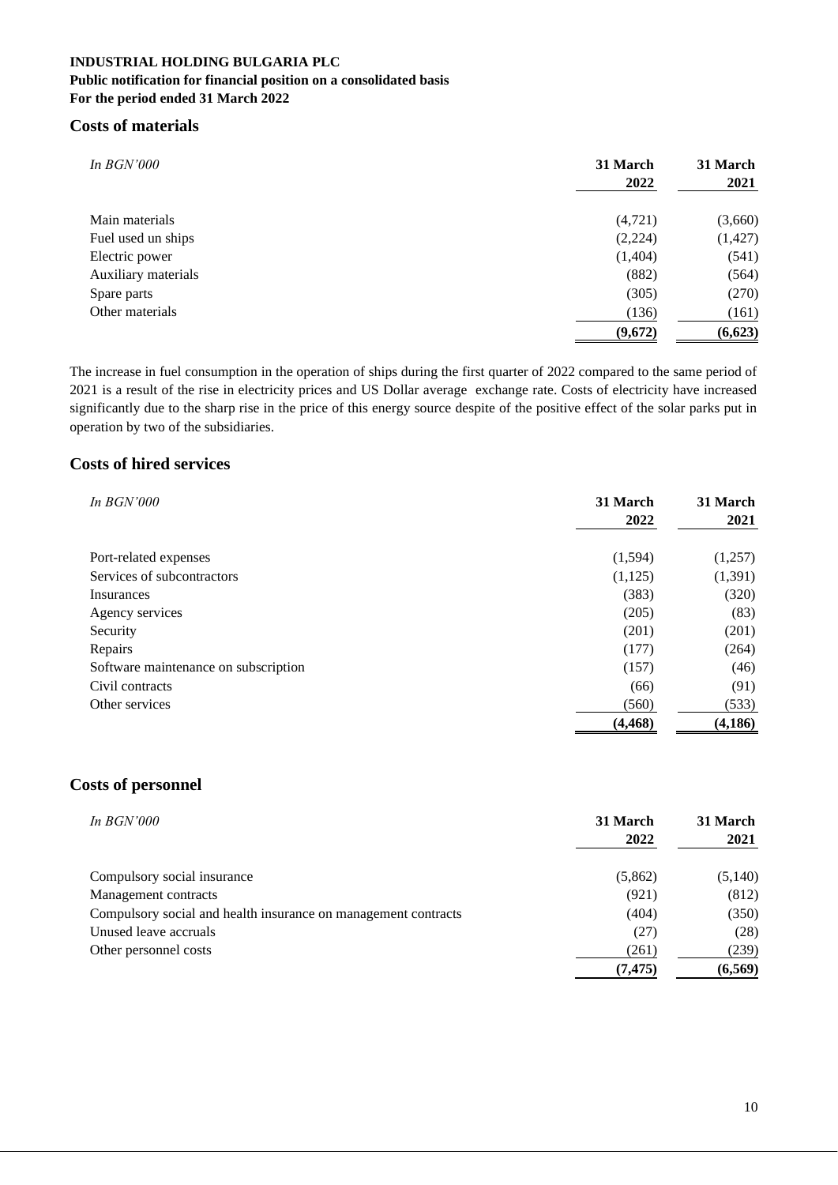**INDUSTRIAL HOLDING BULGARIA PLC**
**Public notification for financial position on a consolidated basis**
**For the period ended 31 March 2022**

## Costs of materials

| *In BGN'000* | 31 March 2022 | 31 March 2021 |
|---|---|---|
| Main materials | (4,721) | (3,660) |
| Fuel used un ships | (2,224) | (1,427) |
| Electric power | (1,404) | (541) |
| Auxiliary materials | (882) | (564) |
| Spare parts | (305) | (270) |
| Other materials | (136) | (161) |
| | **(9,672)** | **(6,623)** |

The increase in fuel consumption in the operation of ships during the first quarter of 2022 compared to the same period of 2021 is a result of the rise in electricity prices and US Dollar average exchange rate. Costs of electricity have increased significantly due to the sharp rise in the price of this energy source despite of the positive effect of the solar parks put in operation by two of the subsidiaries.

## Costs of hired services

| *In BGN'000* | 31 March 2022 | 31 March 2021 |
|---|---|---|
| Port-related expenses | (1,594) | (1,257) |
| Services of subcontractors | (1,125) | (1,391) |
| Insurances | (383) | (320) |
| Agency services | (205) | (83) |
| Security | (201) | (201) |
| Repairs | (177) | (264) |
| Software maintenance on subscription | (157) | (46) |
| Civil contracts | (66) | (91) |
| Other services | (560) | (533) |
| | **(4,468)** | **(4,186)** |

## Costs of personnel

| *In BGN'000* | 31 March 2022 | 31 March 2021 |
|---|---|---|
| Compulsory social insurance | (5,862) | (5,140) |
| Management contracts | (921) | (812) |
| Compulsory social and health insurance on management contracts | (404) | (350) |
| Unused leave accruals | (27) | (28) |
| Other personnel costs | (261) | (239) |
| | **(7,475)** | **(6,569)** |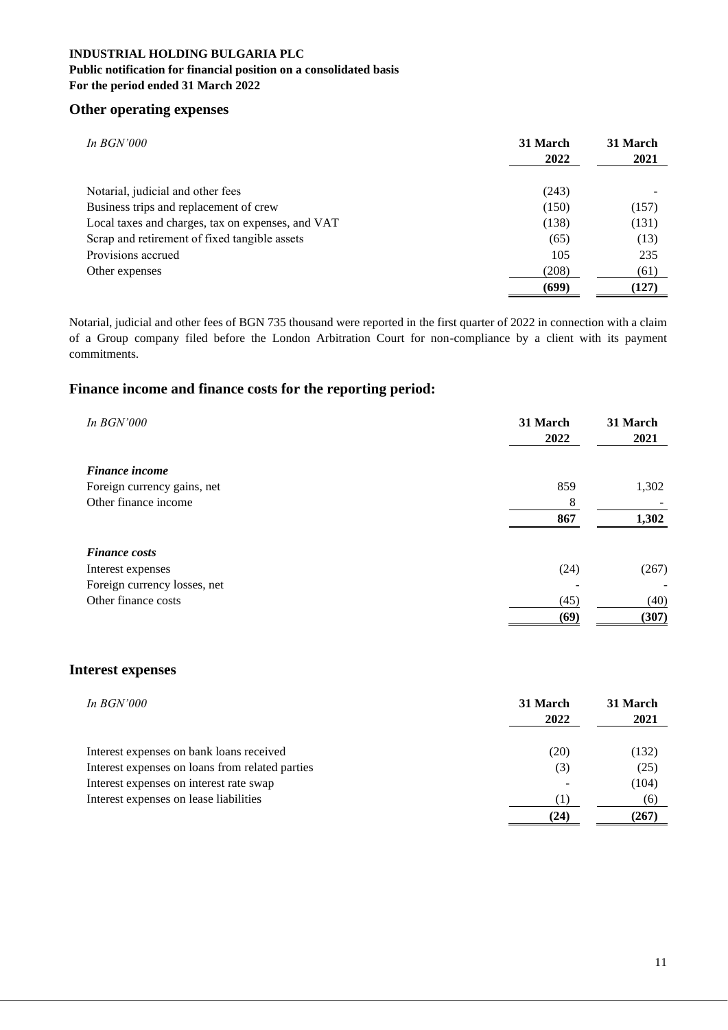**INDUSTRIAL HOLDING BULGARIA PLC**
**Public notification for financial position on a consolidated basis**
**For the period ended 31 March 2022**

## Other operating expenses

| *In BGN'000* | 31 March 2022 | 31 March 2021 |
|---|---|---|
| Notarial, judicial and other fees | (243) | - |
| Business trips and replacement of crew | (150) | (157) |
| Local taxes and charges, tax on expenses, and VAT | (138) | (131) |
| Scrap and retirement of fixed tangible assets | (65) | (13) |
| Provisions accrued | 105 | 235 |
| Other expenses | (208) | (61) |
| | **(699)** | **(127)** |

Notarial, judicial and other fees of BGN 735 thousand were reported in the first quarter of 2022 in connection with a claim of a Group company filed before the London Arbitration Court for non-compliance by a client with its payment commitments.

## Finance income and finance costs for the reporting period:

| *In BGN'000* | 31 March 2022 | 31 March 2021 |
|---|---|---|
| ***Finance income*** | | |
| Foreign currency gains, net | 859 | 1,302 |
| Other finance income | 8 | - |
| | **867** | **1,302** |
| ***Finance costs*** | | |
| Interest expenses | (24) | (267) |
| Foreign currency losses, net | - | - |
| Other finance costs | (45) | (40) |
| | **(69)** | **(307)** |

## Interest expenses

| *In BGN'000* | 31 March 2022 | 31 March 2021 |
|---|---|---|
| Interest expenses on bank loans received | (20) | (132) |
| Interest expenses on loans from related parties | (3) | (25) |
| Interest expenses on interest rate swap | - | (104) |
| Interest expenses on lease liabilities | (1) | (6) |
| | **(24)** | **(267)** |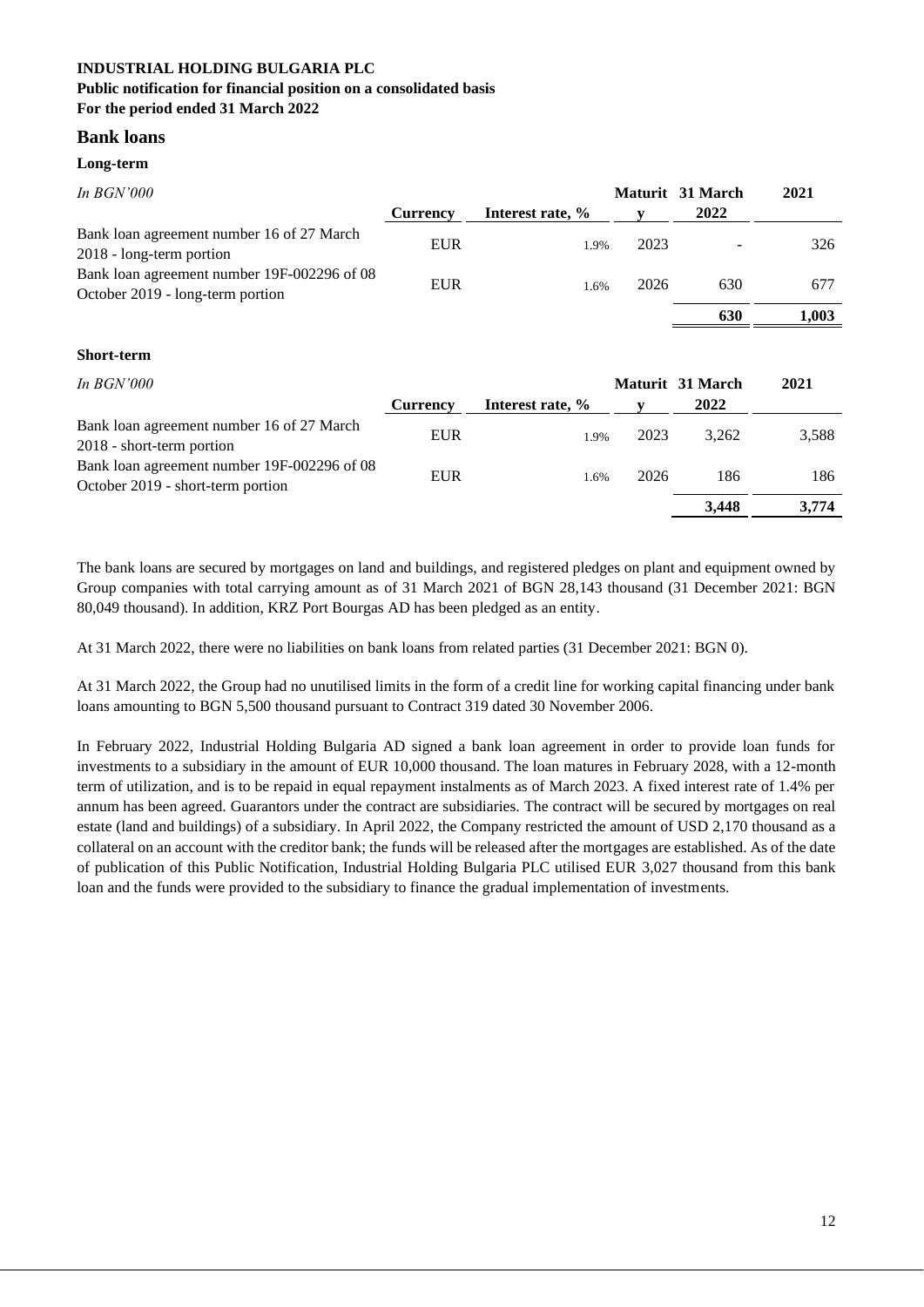**INDUSTRIAL HOLDING BULGARIA PLC**
**Public notification for financial position on a consolidated basis**
**For the period ended 31 March 2022**

## Bank loans

### Long-term

| *In BGN'000* | Currency | Interest rate, % | Maturity | 31 March 2022 | 2021 |
|---|---|---|---|---|---|
| Bank loan agreement number 16 of 27 March 2018 - long-term portion | EUR | 1.9% | 2023 | - | 326 |
| Bank loan agreement number 19F-002296 of 08 October 2019 - long-term portion | EUR | 1.6% | 2026 | 630 | 677 |
| | | | | **630** | **1,003** |

### Short-term

| *In BGN'000* | Currency | Interest rate, % | Maturity | 31 March 2022 | 2021 |
|---|---|---|---|---|---|
| Bank loan agreement number 16 of 27 March 2018 - short-term portion | EUR | 1.9% | 2023 | 3,262 | 3,588 |
| Bank loan agreement number 19F-002296 of 08 October 2019 - short-term portion | EUR | 1.6% | 2026 | 186 | 186 |
| | | | | **3,448** | **3,774** |

The bank loans are secured by mortgages on land and buildings, and registered pledges on plant and equipment owned by Group companies with total carrying amount as of 31 March 2021 of BGN 28,143 thousand (31 December 2021: BGN 80,049 thousand). In addition, KRZ Port Bourgas AD has been pledged as an entity.

At 31 March 2022, there were no liabilities on bank loans from related parties (31 December 2021: BGN 0).

At 31 March 2022, the Group had no unutilised limits in the form of a credit line for working capital financing under bank loans amounting to BGN 5,500 thousand pursuant to Contract 319 dated 30 November 2006.

In February 2022, Industrial Holding Bulgaria AD signed a bank loan agreement in order to provide loan funds for investments to a subsidiary in the amount of EUR 10,000 thousand. The loan matures in February 2028, with a 12-month term of utilization, and is to be repaid in equal repayment instalments as of March 2023. A fixed interest rate of 1.4% per annum has been agreed. Guarantors under the contract are subsidiaries. The contract will be secured by mortgages on real estate (land and buildings) of a subsidiary. In April 2022, the Company restricted the amount of USD 2,170 thousand as a collateral on an account with the creditor bank; the funds will be released after the mortgages are established. As of the date of publication of this Public Notification, Industrial Holding Bulgaria PLC utilised EUR 3,027 thousand from this bank loan and the funds were provided to the subsidiary to finance the gradual implementation of investments.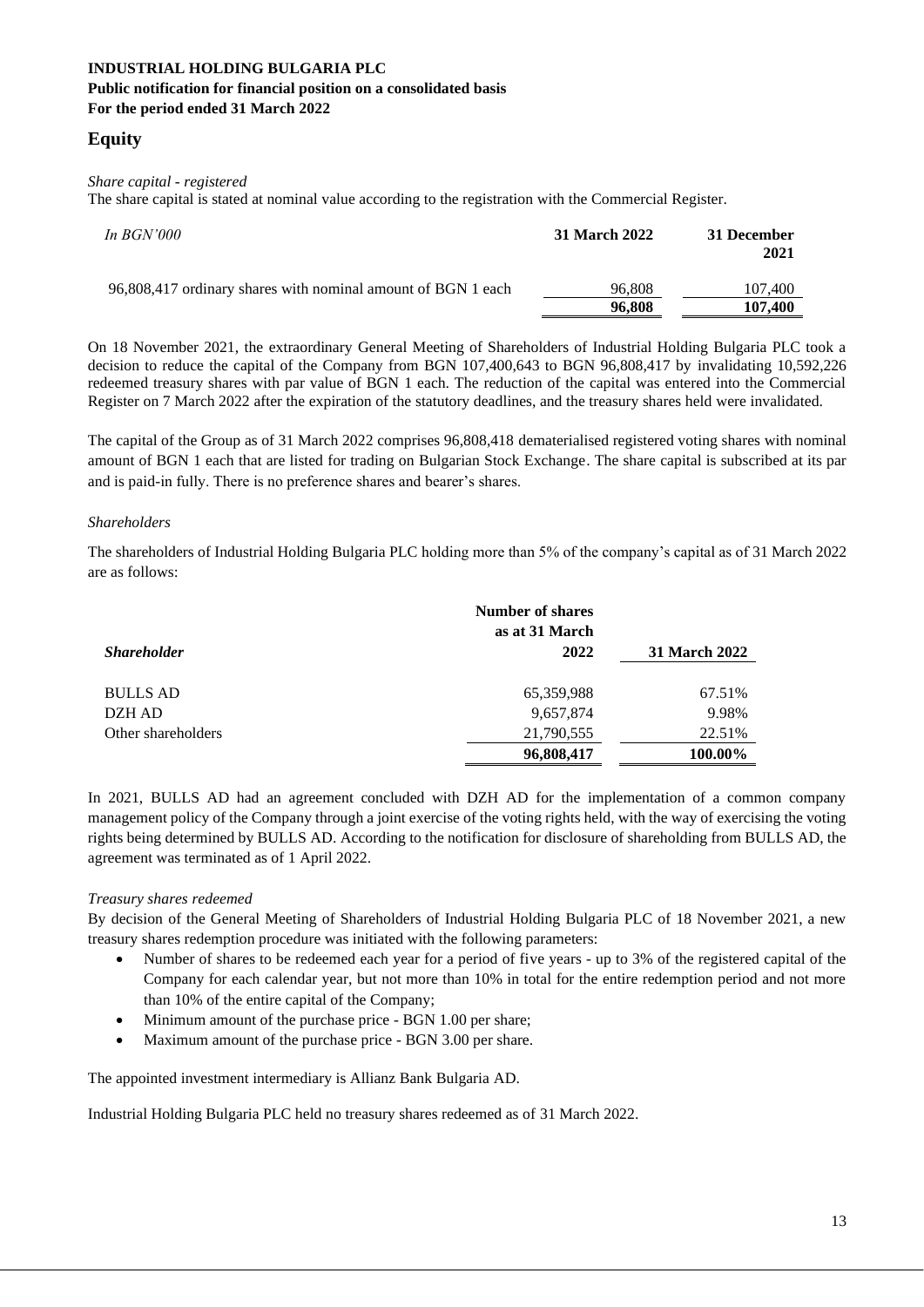**INDUSTRIAL HOLDING BULGARIA PLC**
**Public notification for financial position on a consolidated basis**
**For the period ended 31 March 2022**

## Equity

*Share capital - registered*

The share capital is stated at nominal value according to the registration with the Commercial Register.

| *In BGN'000* | **31 March 2022** | **31 December 2021** |
|---|---|---|
| 96,808,417 ordinary shares with nominal amount of BGN 1 each | 96,808 | 107,400 |
| | **96,808** | **107,400** |

On 18 November 2021, the extraordinary General Meeting of Shareholders of Industrial Holding Bulgaria PLC took a decision to reduce the capital of the Company from BGN 107,400,643 to BGN 96,808,417 by invalidating 10,592,226 redeemed treasury shares with par value of BGN 1 each. The reduction of the capital was entered into the Commercial Register on 7 March 2022 after the expiration of the statutory deadlines, and the treasury shares held were invalidated.

The capital of the Group as of 31 March 2022 comprises 96,808,418 dematerialised registered voting shares with nominal amount of BGN 1 each that are listed for trading on Bulgarian Stock Exchange. The share capital is subscribed at its par and is paid-in fully. There is no preference shares and bearer's shares.

*Shareholders*

The shareholders of Industrial Holding Bulgaria PLC holding more than 5% of the company's capital as of 31 March 2022 are as follows:

| ***Shareholder*** | **Number of shares as at 31 March 2022** | **31 March 2022** |
|---|---|---|
| BULLS AD | 65,359,988 | 67.51% |
| DZH AD | 9,657,874 | 9.98% |
| Other shareholders | 21,790,555 | 22.51% |
| | **96,808,417** | **100.00%** |

In 2021, BULLS AD had an agreement concluded with DZH AD for the implementation of a common company management policy of the Company through a joint exercise of the voting rights held, with the way of exercising the voting rights being determined by BULLS AD. According to the notification for disclosure of shareholding from BULLS AD, the agreement was terminated as of 1 April 2022.

*Treasury shares redeemed*

By decision of the General Meeting of Shareholders of Industrial Holding Bulgaria PLC of 18 November 2021, a new treasury shares redemption procedure was initiated with the following parameters:

- Number of shares to be redeemed each year for a period of five years - up to 3% of the registered capital of the Company for each calendar year, but not more than 10% in total for the entire redemption period and not more than 10% of the entire capital of the Company;
- Minimum amount of the purchase price - BGN 1.00 per share;
- Maximum amount of the purchase price - BGN 3.00 per share.

The appointed investment intermediary is Allianz Bank Bulgaria AD.

Industrial Holding Bulgaria PLC held no treasury shares redeemed as of 31 March 2022.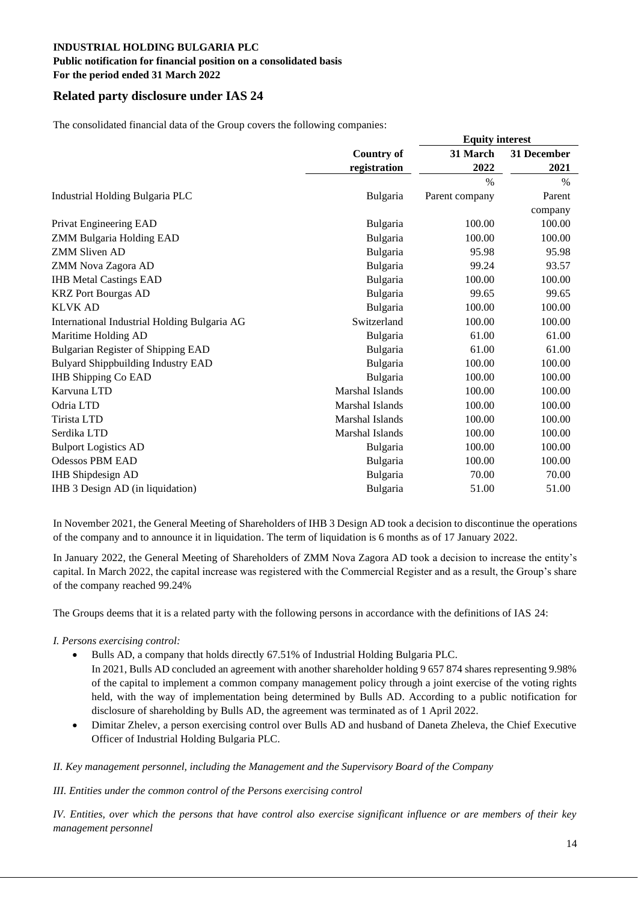**INDUSTRIAL HOLDING BULGARIA PLC**
**Public notification for financial position on a consolidated basis**
**For the period ended 31 March 2022**

## Related party disclosure under IAS 24

The consolidated financial data of the Group covers the following companies:

| | Country of registration | Equity interest 31 March 2022 | 31 December 2021 |
|---|---|---|---|
| | | % | % |
| Industrial Holding Bulgaria PLC | Bulgaria | Parent company | Parent company |
| Privat Engineering EAD | Bulgaria | 100.00 | 100.00 |
| ZMM Bulgaria Holding EAD | Bulgaria | 100.00 | 100.00 |
| ZMM Sliven AD | Bulgaria | 95.98 | 95.98 |
| ZMM Nova Zagora AD | Bulgaria | 99.24 | 93.57 |
| IHB Metal Castings EAD | Bulgaria | 100.00 | 100.00 |
| KRZ Port Bourgas AD | Bulgaria | 99.65 | 99.65 |
| KLVK AD | Bulgaria | 100.00 | 100.00 |
| International Industrial Holding Bulgaria AG | Switzerland | 100.00 | 100.00 |
| Maritime Holding AD | Bulgaria | 61.00 | 61.00 |
| Bulgarian Register of Shipping EAD | Bulgaria | 61.00 | 61.00 |
| Bulyard Shippbuilding Industry EAD | Bulgaria | 100.00 | 100.00 |
| IHB Shipping Co EAD | Bulgaria | 100.00 | 100.00 |
| Karvuna LTD | Marshal Islands | 100.00 | 100.00 |
| Odria LTD | Marshal Islands | 100.00 | 100.00 |
| Tirista LTD | Marshal Islands | 100.00 | 100.00 |
| Serdika LTD | Marshal Islands | 100.00 | 100.00 |
| Bulport Logistics AD | Bulgaria | 100.00 | 100.00 |
| Odessos PBM EAD | Bulgaria | 100.00 | 100.00 |
| IHB Shipdesign AD | Bulgaria | 70.00 | 70.00 |
| IHB 3 Design AD (in liquidation) | Bulgaria | 51.00 | 51.00 |

In November 2021, the General Meeting of Shareholders of IHB 3 Design AD took a decision to discontinue the operations of the company and to announce it in liquidation. The term of liquidation is 6 months as of 17 January 2022.

In January 2022, the General Meeting of Shareholders of ZMM Nova Zagora AD took a decision to increase the entity's capital. In March 2022, the capital increase was registered with the Commercial Register and as a result, the Group's share of the company reached 99.24%

The Groups deems that it is a related party with the following persons in accordance with the definitions of IAS 24:

*I. Persons exercising control:*

- Bulls AD, a company that holds directly 67.51% of Industrial Holding Bulgaria PLC.
  In 2021, Bulls AD concluded an agreement with another shareholder holding 9 657 874 shares representing 9.98% of the capital to implement a common company management policy through a joint exercise of the voting rights held, with the way of implementation being determined by Bulls AD. According to a public notification for disclosure of shareholding by Bulls AD, the agreement was terminated as of 1 April 2022.
- Dimitar Zhelev, a person exercising control over Bulls AD and husband of Daneta Zheleva, the Chief Executive Officer of Industrial Holding Bulgaria PLC.

*II. Key management personnel, including the Management and the Supervisory Board of the Company*

*III. Entities under the common control of the Persons exercising control*

*IV. Entities, over which the persons that have control also exercise significant influence or are members of their key management personnel*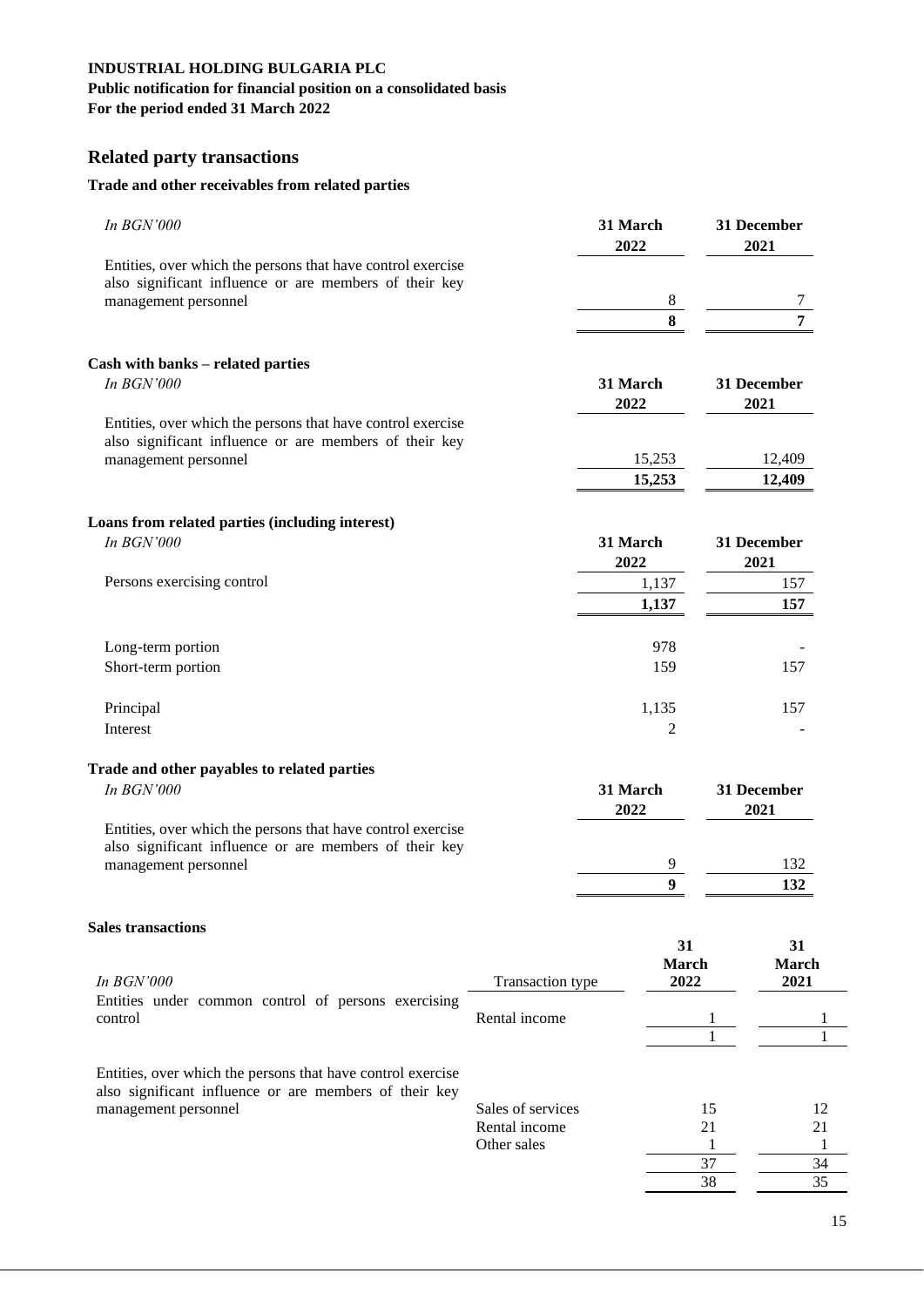**INDUSTRIAL HOLDING BULGARIA PLC**
**Public notification for financial position on a consolidated basis**
**For the period ended 31 March 2022**

## Related party transactions

### Trade and other receivables from related parties

| *In BGN'000* | 31 March 2022 | 31 December 2021 |
|---|---|---|
| Entities, over which the persons that have control exercise also significant influence or are members of their key management personnel | 8 | 7 |
| | **8** | **7** |

### Cash with banks – related parties

| *In BGN'000* | 31 March 2022 | 31 December 2021 |
|---|---|---|
| Entities, over which the persons that have control exercise also significant influence or are members of their key management personnel | 15,253 | 12,409 |
| | **15,253** | **12,409** |

### Loans from related parties (including interest)

| *In BGN'000* | 31 March 2022 | 31 December 2021 |
|---|---|---|
| Persons exercising control | 1,137 | 157 |
| | **1,137** | **157** |
| | | |
| Long-term portion | 978 | - |
| Short-term portion | 159 | 157 |
| | | |
| Principal | 1,135 | 157 |
| Interest | 2 | - |

### Trade and other payables to related parties

| *In BGN'000* | 31 March 2022 | 31 December 2021 |
|---|---|---|
| Entities, over which the persons that have control exercise also significant influence or are members of their key management personnel | 9 | 132 |
| | **9** | **132** |

### Sales transactions

| *In BGN'000* | Transaction type | 31 March 2022 | 31 March 2021 |
|---|---|---|---|
| Entities under common control of persons exercising control | Rental income | 1 | 1 |
| | | 1 | 1 |
| | | | |
| Entities, over which the persons that have control exercise also significant influence or are members of their key management personnel | Sales of services | 15 | 12 |
| | Rental income | 21 | 21 |
| | Other sales | 1 | 1 |
| | | 37 | 34 |
| | | 38 | 35 |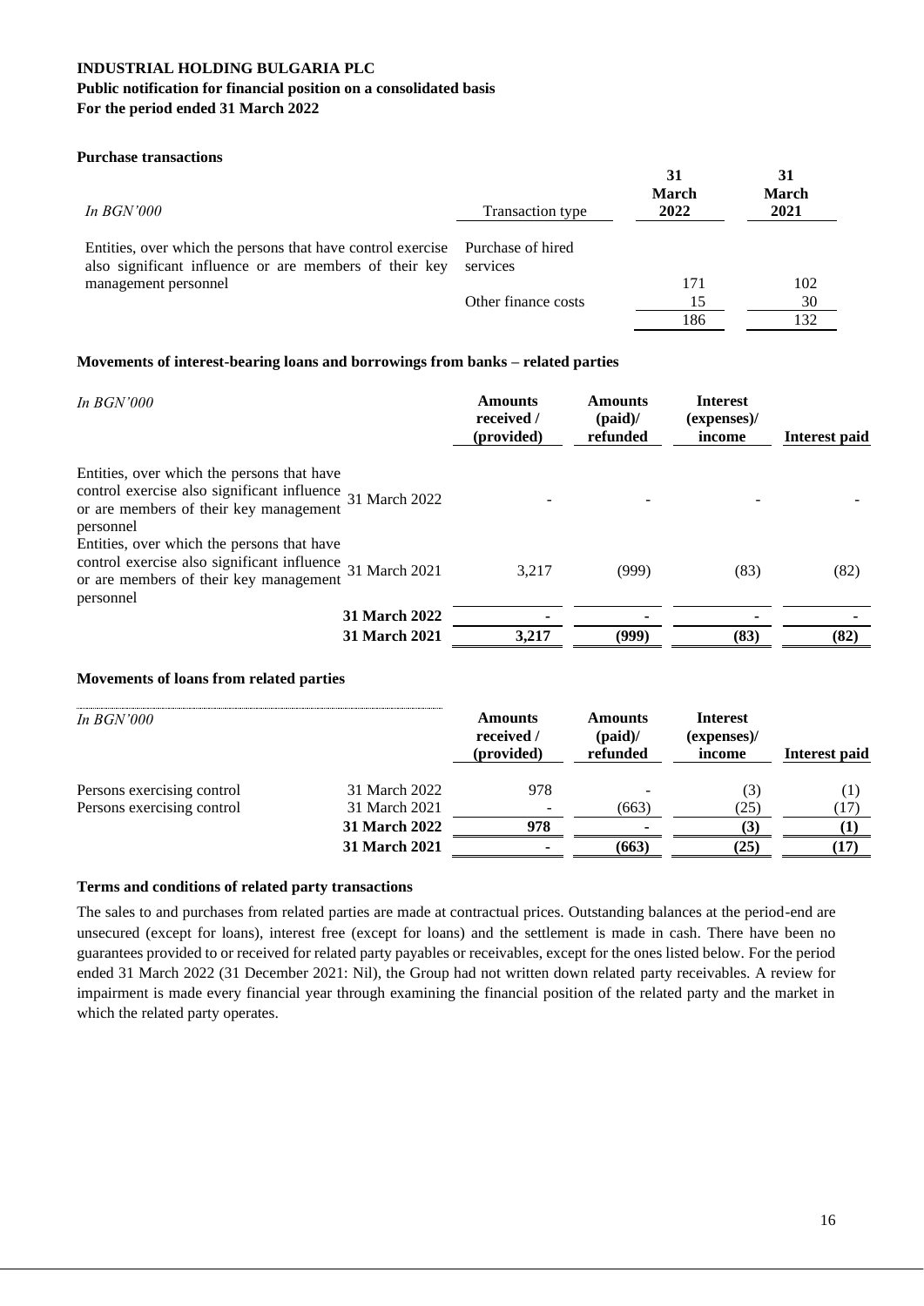**INDUSTRIAL HOLDING BULGARIA PLC**
**Public notification for financial position on a consolidated basis**
**For the period ended 31 March 2022**

**Purchase transactions**

| *In BGN'000* | Transaction type | 31 March 2022 | 31 March 2021 |
|---|---|---|---|
| Entities, over which the persons that have control exercise also significant influence or are members of their key management personnel | Purchase of hired services | 171 | 102 |
| | Other finance costs | 15 | 30 |
| | | 186 | 132 |

**Movements of interest-bearing loans and borrowings from banks – related parties**

| *In BGN'000* | | Amounts received / (provided) | Amounts (paid)/ refunded | Interest (expenses)/ income | Interest paid |
|---|---|---|---|---|---|
| Entities, over which the persons that have control exercise also significant influence or are members of their key management personnel | 31 March 2022 | - | - | - | - |
| Entities, over which the persons that have control exercise also significant influence or are members of their key management personnel | 31 March 2021 | 3,217 | (999) | (83) | (82) |
| | **31 March 2022** | **-** | **-** | **-** | **-** |
| | **31 March 2021** | **3,217** | **(999)** | **(83)** | **(82)** |

**Movements of loans from related parties**

| *In BGN'000* | | Amounts received / (provided) | Amounts (paid)/ refunded | Interest (expenses)/ income | Interest paid |
|---|---|---|---|---|---|
| Persons exercising control | 31 March 2022 | 978 | - | (3) | (1) |
| Persons exercising control | 31 March 2021 | - | (663) | (25) | (17) |
| | **31 March 2022** | **978** | **-** | **(3)** | **(1)** |
| | **31 March 2021** | **-** | **(663)** | **(25)** | **(17)** |

**Terms and conditions of related party transactions**

The sales to and purchases from related parties are made at contractual prices. Outstanding balances at the period-end are unsecured (except for loans), interest free (except for loans) and the settlement is made in cash. There have been no guarantees provided to or received for related party payables or receivables, except for the ones listed below. For the period ended 31 March 2022 (31 December 2021: Nil), the Group had not written down related party receivables. A review for impairment is made every financial year through examining the financial position of the related party and the market in which the related party operates.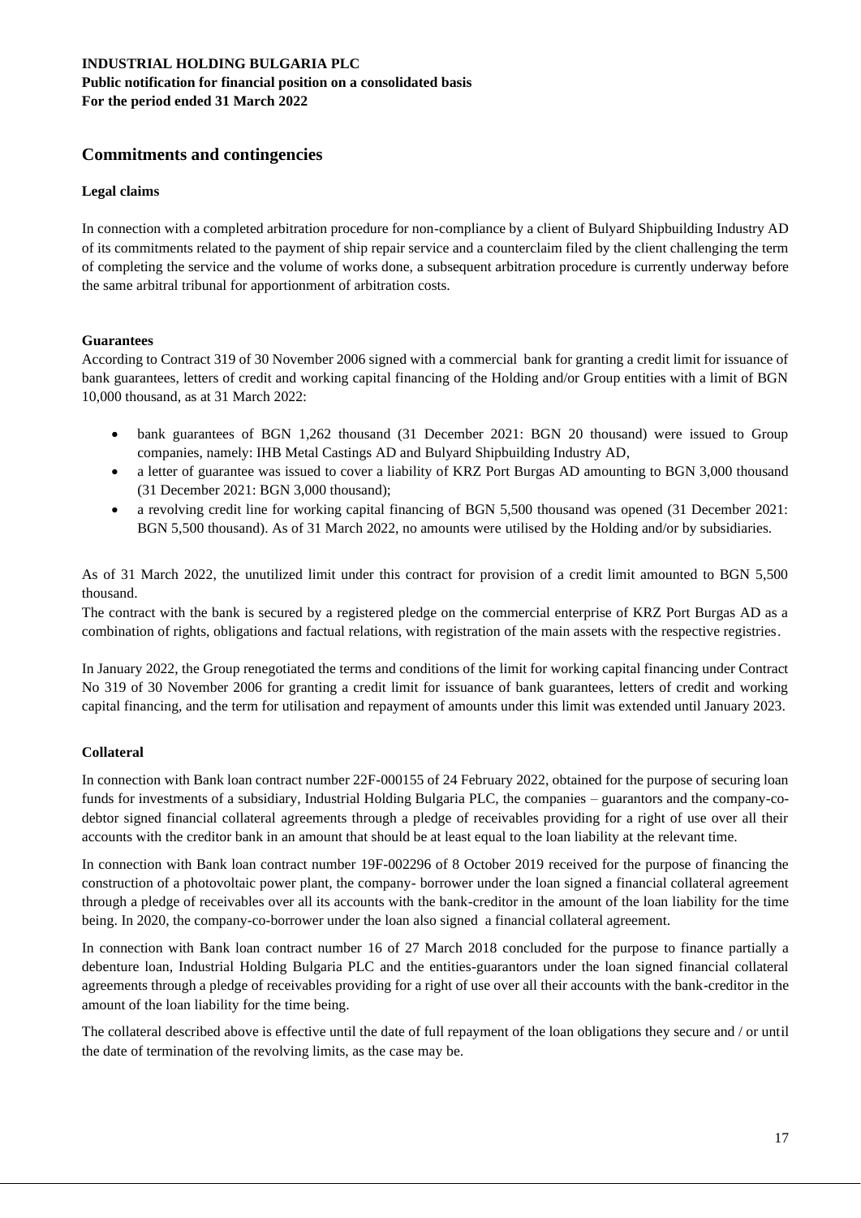## Commitments and contingencies

### Legal claims

In connection with a completed arbitration procedure for non-compliance by a client of Bulyard Shipbuilding Industry AD of its commitments related to the payment of ship repair service and a counterclaim filed by the client challenging the term of completing the service and the volume of works done, a subsequent arbitration procedure is currently underway before the same arbitral tribunal for apportionment of arbitration costs.

### Guarantees

According to Contract 319 of 30 November 2006 signed with a commercial bank for granting a credit limit for issuance of bank guarantees, letters of credit and working capital financing of the Holding and/or Group entities with a limit of BGN 10,000 thousand, as at 31 March 2022:

- bank guarantees of BGN 1,262 thousand (31 December 2021: BGN 20 thousand) were issued to Group companies, namely: IHB Metal Castings AD and Bulyard Shipbuilding Industry AD,
- a letter of guarantee was issued to cover a liability of KRZ Port Burgas AD amounting to BGN 3,000 thousand (31 December 2021: BGN 3,000 thousand);
- a revolving credit line for working capital financing of BGN 5,500 thousand was opened (31 December 2021: BGN 5,500 thousand). As of 31 March 2022, no amounts were utilised by the Holding and/or by subsidiaries.

As of 31 March 2022, the unutilized limit under this contract for provision of a credit limit amounted to BGN 5,500 thousand.

The contract with the bank is secured by a registered pledge on the commercial enterprise of KRZ Port Burgas AD as a combination of rights, obligations and factual relations, with registration of the main assets with the respective registries.

In January 2022, the Group renegotiated the terms and conditions of the limit for working capital financing under Contract No 319 of 30 November 2006 for granting a credit limit for issuance of bank guarantees, letters of credit and working capital financing, and the term for utilisation and repayment of amounts under this limit was extended until January 2023.

### Collateral

In connection with Bank loan contract number 22F-000155 of 24 February 2022, obtained for the purpose of securing loan funds for investments of a subsidiary, Industrial Holding Bulgaria PLC, the companies – guarantors and the company-co-debtor signed financial collateral agreements through a pledge of receivables providing for a right of use over all their accounts with the creditor bank in an amount that should be at least equal to the loan liability at the relevant time.

In connection with Bank loan contract number 19F-002296 of 8 October 2019 received for the purpose of financing the construction of a photovoltaic power plant, the company- borrower under the loan signed a financial collateral agreement through a pledge of receivables over all its accounts with the bank-creditor in the amount of the loan liability for the time being. In 2020, the company-co-borrower under the loan also signed a financial collateral agreement.

In connection with Bank loan contract number 16 of 27 March 2018 concluded for the purpose to finance partially a debenture loan, Industrial Holding Bulgaria PLC and the entities-guarantors under the loan signed financial collateral agreements through a pledge of receivables providing for a right of use over all their accounts with the bank-creditor in the amount of the loan liability for the time being.

The collateral described above is effective until the date of full repayment of the loan obligations they secure and / or until the date of termination of the revolving limits, as the case may be.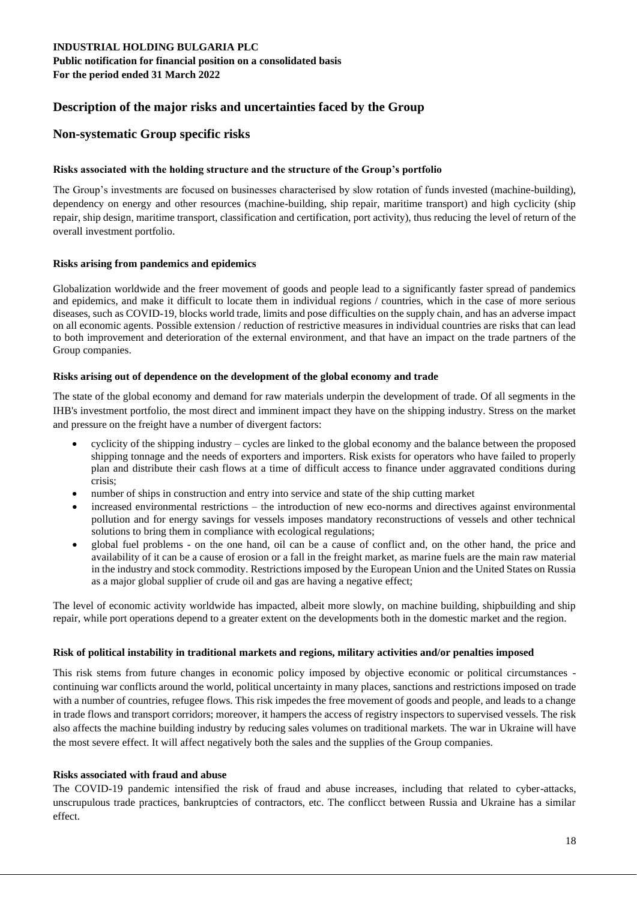## Description of the major risks and uncertainties faced by the Group

## Non-systematic Group specific risks

#### Risks associated with the holding structure and the structure of the Group's portfolio

The Group's investments are focused on businesses characterised by slow rotation of funds invested (machine-building), dependency on energy and other resources (machine-building, ship repair, maritime transport) and high cyclicity (ship repair, ship design, maritime transport, classification and certification, port activity), thus reducing the level of return of the overall investment portfolio.

#### Risks arising from pandemics and epidemics

Globalization worldwide and the freer movement of goods and people lead to a significantly faster spread of pandemics and epidemics, and make it difficult to locate them in individual regions / countries, which in the case of more serious diseases, such as COVID-19, blocks world trade, limits and pose difficulties on the supply chain, and has an adverse impact on all economic agents. Possible extension / reduction of restrictive measures in individual countries are risks that can lead to both improvement and deterioration of the external environment, and that have an impact on the trade partners of the Group companies.

#### Risks arising out of dependence on the development of the global economy and trade

The state of the global economy and demand for raw materials underpin the development of trade. Of all segments in the IHB's investment portfolio, the most direct and imminent impact they have on the shipping industry. Stress on the market and pressure on the freight have a number of divergent factors:

- cyclicity of the shipping industry – cycles are linked to the global economy and the balance between the proposed shipping tonnage and the needs of exporters and importers. Risk exists for operators who have failed to properly plan and distribute their cash flows at a time of difficult access to finance under aggravated conditions during crisis;
- number of ships in construction and entry into service and state of the ship cutting market
- increased environmental restrictions – the introduction of new eco-norms and directives against environmental pollution and for energy savings for vessels imposes mandatory reconstructions of vessels and other technical solutions to bring them in compliance with ecological regulations;
- global fuel problems - on the one hand, oil can be a cause of conflict and, on the other hand, the price and availability of it can be a cause of erosion or a fall in the freight market, as marine fuels are the main raw material in the industry and stock commodity. Restrictions imposed by the European Union and the United States on Russia as a major global supplier of crude oil and gas are having a negative effect;

The level of economic activity worldwide has impacted, albeit more slowly, on machine building, shipbuilding and ship repair, while port operations depend to a greater extent on the developments both in the domestic market and the region.

#### Risk of political instability in traditional markets and regions, military activities and/or penalties imposed

This risk stems from future changes in economic policy imposed by objective economic or political circumstances - continuing war conflicts around the world, political uncertainty in many places, sanctions and restrictions imposed on trade with a number of countries, refugee flows. This risk impedes the free movement of goods and people, and leads to a change in trade flows and transport corridors; moreover, it hampers the access of registry inspectors to supervised vessels. The risk also affects the machine building industry by reducing sales volumes on traditional markets. The war in Ukraine will have the most severe effect. It will affect negatively both the sales and the supplies of the Group companies.

#### Risks associated with fraud and abuse

The COVID-19 pandemic intensified the risk of fraud and abuse increases, including that related to cyber-attacks, unscrupulous trade practices, bankruptcies of contractors, etc. The conflicct between Russia and Ukraine has a similar effect.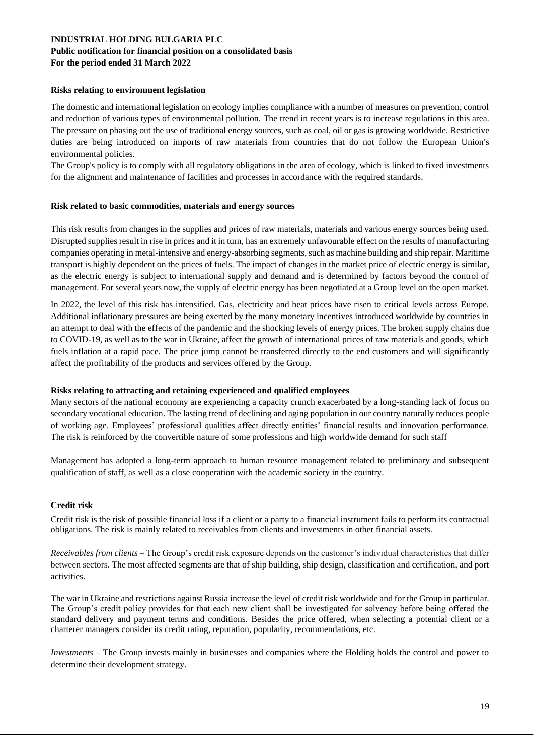**Risks relating to environment legislation**

The domestic and international legislation on ecology implies compliance with a number of measures on prevention, control and reduction of various types of environmental pollution. The trend in recent years is to increase regulations in this area. The pressure on phasing out the use of traditional energy sources, such as coal, oil or gas is growing worldwide. Restrictive duties are being introduced on imports of raw materials from countries that do not follow the European Union's environmental policies.

The Group's policy is to comply with all regulatory obligations in the area of ecology, which is linked to fixed investments for the alignment and maintenance of facilities and processes in accordance with the required standards.

**Risk related to basic commodities, materials and energy sources**

This risk results from changes in the supplies and prices of raw materials, materials and various energy sources being used. Disrupted supplies result in rise in prices and it in turn, has an extremely unfavourable effect on the results of manufacturing companies operating in metal-intensive and energy-absorbing segments, such as machine building and ship repair. Maritime transport is highly dependent on the prices of fuels. The impact of changes in the market price of electric energy is similar, as the electric energy is subject to international supply and demand and is determined by factors beyond the control of management. For several years now, the supply of electric energy has been negotiated at a Group level on the open market.

In 2022, the level of this risk has intensified. Gas, electricity and heat prices have risen to critical levels across Europe. Additional inflationary pressures are being exerted by the many monetary incentives introduced worldwide by countries in an attempt to deal with the effects of the pandemic and the shocking levels of energy prices. The broken supply chains due to COVID-19, as well as to the war in Ukraine, affect the growth of international prices of raw materials and goods, which fuels inflation at a rapid pace. The price jump cannot be transferred directly to the end customers and will significantly affect the profitability of the products and services offered by the Group.

**Risks relating to attracting and retaining experienced and qualified employees**

Many sectors of the national economy are experiencing a capacity crunch exacerbated by a long-standing lack of focus on secondary vocational education. The lasting trend of declining and aging population in our country naturally reduces people of working age. Employees' professional qualities affect directly entities' financial results and innovation performance. The risk is reinforced by the convertible nature of some professions and high worldwide demand for such staff

Management has adopted a long-term approach to human resource management related to preliminary and subsequent qualification of staff, as well as a close cooperation with the academic society in the country.

**Credit risk**

Credit risk is the risk of possible financial loss if a client or a party to a financial instrument fails to perform its contractual obligations. The risk is mainly related to receivables from clients and investments in other financial assets.

*Receivables from clients* – The Group's credit risk exposure depends on the customer's individual characteristics that differ between sectors. The most affected segments are that of ship building, ship design, classification and certification, and port activities.

The war in Ukraine and restrictions against Russia increase the level of credit risk worldwide and for the Group in particular. The Group's credit policy provides for that each new client shall be investigated for solvency before being offered the standard delivery and payment terms and conditions. Besides the price offered, when selecting a potential client or a charterer managers consider its credit rating, reputation, popularity, recommendations, etc.

*Investments* – The Group invests mainly in businesses and companies where the Holding holds the control and power to determine their development strategy.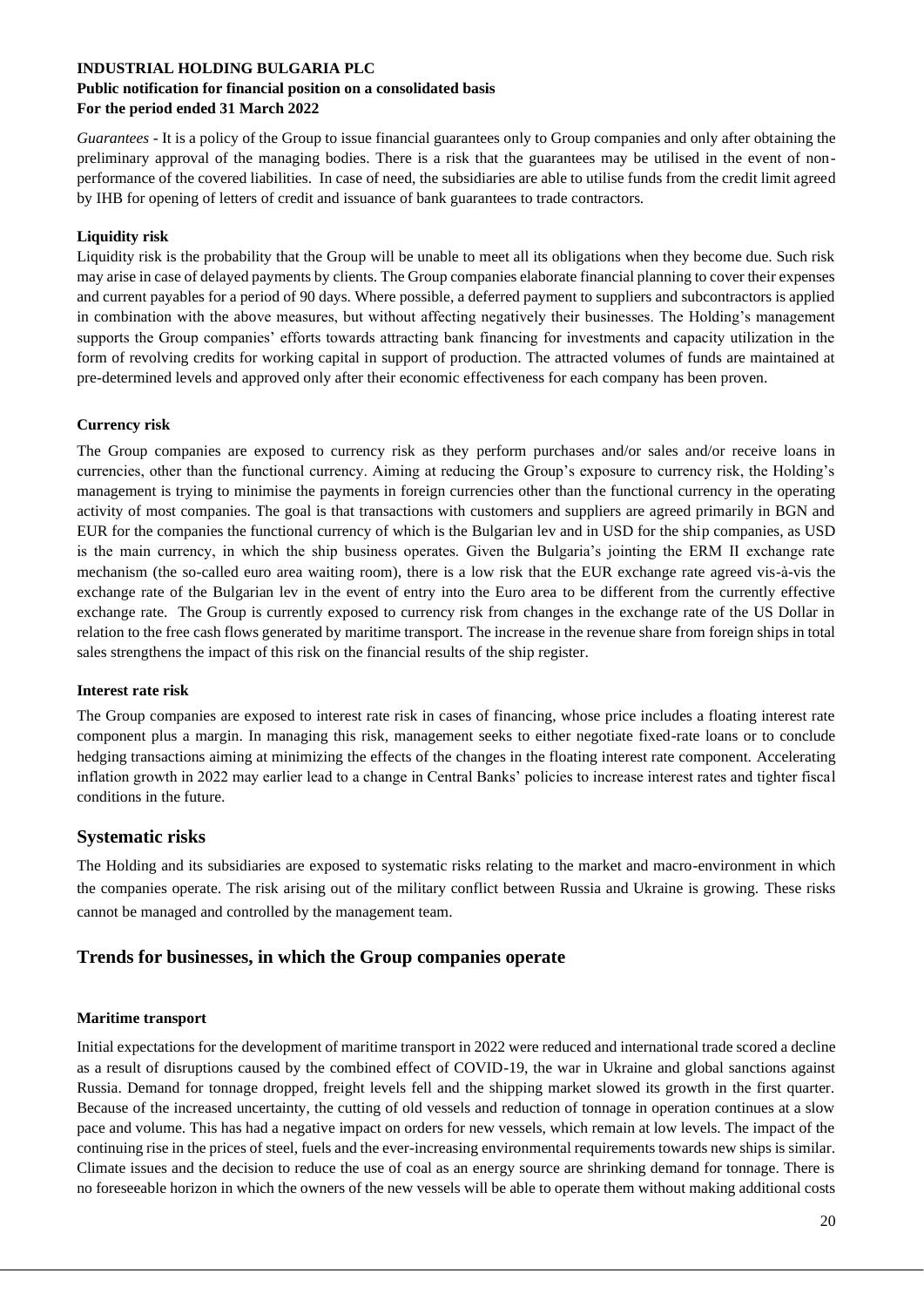*Guarantees* - It is a policy of the Group to issue financial guarantees only to Group companies and only after obtaining the preliminary approval of the managing bodies. There is a risk that the guarantees may be utilised in the event of non-performance of the covered liabilities. In case of need, the subsidiaries are able to utilise funds from the credit limit agreed by IHB for opening of letters of credit and issuance of bank guarantees to trade contractors.

**Liquidity risk**

Liquidity risk is the probability that the Group will be unable to meet all its obligations when they become due. Such risk may arise in case of delayed payments by clients. The Group companies elaborate financial planning to cover their expenses and current payables for a period of 90 days. Where possible, a deferred payment to suppliers and subcontractors is applied in combination with the above measures, but without affecting negatively their businesses. The Holding's management supports the Group companies' efforts towards attracting bank financing for investments and capacity utilization in the form of revolving credits for working capital in support of production. The attracted volumes of funds are maintained at pre-determined levels and approved only after their economic effectiveness for each company has been proven.

**Currency risk**

The Group companies are exposed to currency risk as they perform purchases and/or sales and/or receive loans in currencies, other than the functional currency. Aiming at reducing the Group's exposure to currency risk, the Holding's management is trying to minimise the payments in foreign currencies other than the functional currency in the operating activity of most companies. The goal is that transactions with customers and suppliers are agreed primarily in BGN and EUR for the companies the functional currency of which is the Bulgarian lev and in USD for the ship companies, as USD is the main currency, in which the ship business operates. Given the Bulgaria's jointing the ERM II exchange rate mechanism (the so-called euro area waiting room), there is a low risk that the EUR exchange rate agreed vis-à-vis the exchange rate of the Bulgarian lev in the event of entry into the Euro area to be different from the currently effective exchange rate. The Group is currently exposed to currency risk from changes in the exchange rate of the US Dollar in relation to the free cash flows generated by maritime transport. The increase in the revenue share from foreign ships in total sales strengthens the impact of this risk on the financial results of the ship register.

**Interest rate risk**

The Group companies are exposed to interest rate risk in cases of financing, whose price includes a floating interest rate component plus a margin. In managing this risk, management seeks to either negotiate fixed-rate loans or to conclude hedging transactions aiming at minimizing the effects of the changes in the floating interest rate component. Accelerating inflation growth in 2022 may earlier lead to a change in Central Banks' policies to increase interest rates and tighter fiscal conditions in the future.

## Systematic risks

The Holding and its subsidiaries are exposed to systematic risks relating to the market and macro-environment in which the companies operate. The risk arising out of the military conflict between Russia and Ukraine is growing. These risks cannot be managed and controlled by the management team.

## Trends for businesses, in which the Group companies operate

**Maritime transport**

Initial expectations for the development of maritime transport in 2022 were reduced and international trade scored a decline as a result of disruptions caused by the combined effect of COVID-19, the war in Ukraine and global sanctions against Russia. Demand for tonnage dropped, freight levels fell and the shipping market slowed its growth in the first quarter. Because of the increased uncertainty, the cutting of old vessels and reduction of tonnage in operation continues at a slow pace and volume. This has had a negative impact on orders for new vessels, which remain at low levels. The impact of the continuing rise in the prices of steel, fuels and the ever-increasing environmental requirements towards new ships is similar. Climate issues and the decision to reduce the use of coal as an energy source are shrinking demand for tonnage. There is no foreseeable horizon in which the owners of the new vessels will be able to operate them without making additional costs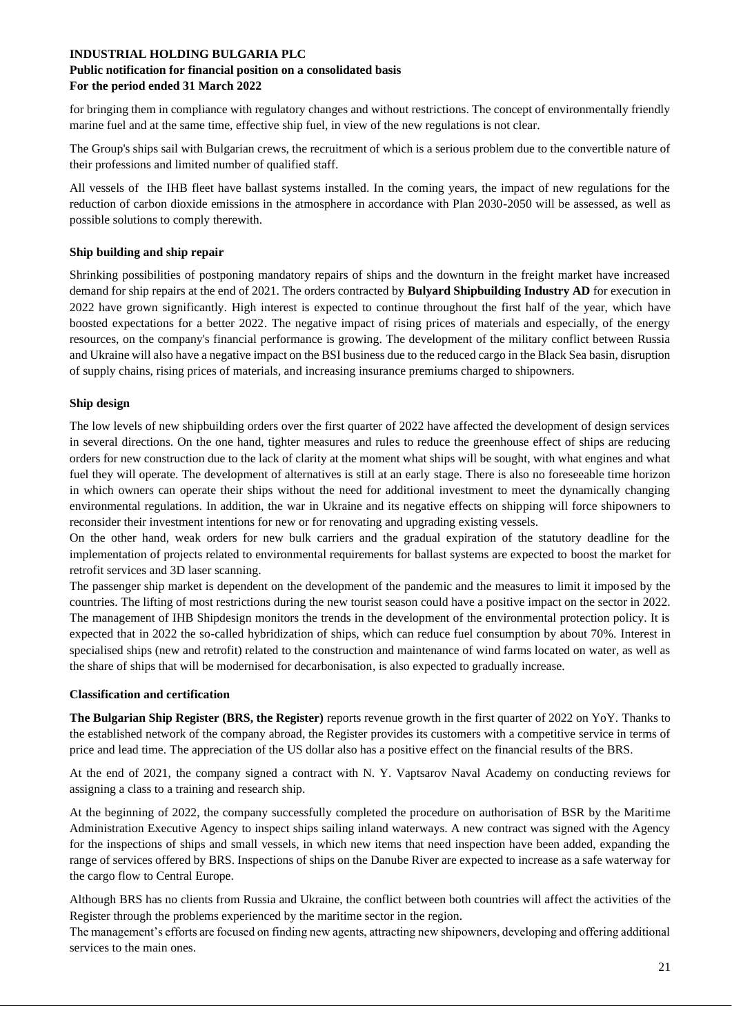for bringing them in compliance with regulatory changes and without restrictions. The concept of environmentally friendly marine fuel and at the same time, effective ship fuel, in view of the new regulations is not clear.

The Group's ships sail with Bulgarian crews, the recruitment of which is a serious problem due to the convertible nature of their professions and limited number of qualified staff.

All vessels of the IHB fleet have ballast systems installed. In the coming years, the impact of new regulations for the reduction of carbon dioxide emissions in the atmosphere in accordance with Plan 2030-2050 will be assessed, as well as possible solutions to comply therewith.

**Ship building and ship repair**

Shrinking possibilities of postponing mandatory repairs of ships and the downturn in the freight market have increased demand for ship repairs at the end of 2021. The orders contracted by **Bulyard Shipbuilding Industry AD** for execution in 2022 have grown significantly. High interest is expected to continue throughout the first half of the year, which have boosted expectations for a better 2022. The negative impact of rising prices of materials and especially, of the energy resources, on the company's financial performance is growing. The development of the military conflict between Russia and Ukraine will also have a negative impact on the BSI business due to the reduced cargo in the Black Sea basin, disruption of supply chains, rising prices of materials, and increasing insurance premiums charged to shipowners.

**Ship design**

The low levels of new shipbuilding orders over the first quarter of 2022 have affected the development of design services in several directions. On the one hand, tighter measures and rules to reduce the greenhouse effect of ships are reducing orders for new construction due to the lack of clarity at the moment what ships will be sought, with what engines and what fuel they will operate. The development of alternatives is still at an early stage. There is also no foreseeable time horizon in which owners can operate their ships without the need for additional investment to meet the dynamically changing environmental regulations. In addition, the war in Ukraine and its negative effects on shipping will force shipowners to reconsider their investment intentions for new or for renovating and upgrading existing vessels.

On the other hand, weak orders for new bulk carriers and the gradual expiration of the statutory deadline for the implementation of projects related to environmental requirements for ballast systems are expected to boost the market for retrofit services and 3D laser scanning.

The passenger ship market is dependent on the development of the pandemic and the measures to limit it imposed by the countries. The lifting of most restrictions during the new tourist season could have a positive impact on the sector in 2022. The management of IHB Shipdesign monitors the trends in the development of the environmental protection policy. It is expected that in 2022 the so-called hybridization of ships, which can reduce fuel consumption by about 70%. Interest in specialised ships (new and retrofit) related to the construction and maintenance of wind farms located on water, as well as the share of ships that will be modernised for decarbonisation, is also expected to gradually increase.

**Classification and certification**

**The Bulgarian Ship Register (BRS, the Register)** reports revenue growth in the first quarter of 2022 on YoY. Thanks to the established network of the company abroad, the Register provides its customers with a competitive service in terms of price and lead time. The appreciation of the US dollar also has a positive effect on the financial results of the BRS.

At the end of 2021, the company signed a contract with N. Y. Vaptsarov Naval Academy on conducting reviews for assigning a class to a training and research ship.

At the beginning of 2022, the company successfully completed the procedure on authorisation of BSR by the Maritime Administration Executive Agency to inspect ships sailing inland waterways. A new contract was signed with the Agency for the inspections of ships and small vessels, in which new items that need inspection have been added, expanding the range of services offered by BRS. Inspections of ships on the Danube River are expected to increase as a safe waterway for the cargo flow to Central Europe.

Although BRS has no clients from Russia and Ukraine, the conflict between both countries will affect the activities of the Register through the problems experienced by the maritime sector in the region.

The management's efforts are focused on finding new agents, attracting new shipowners, developing and offering additional services to the main ones.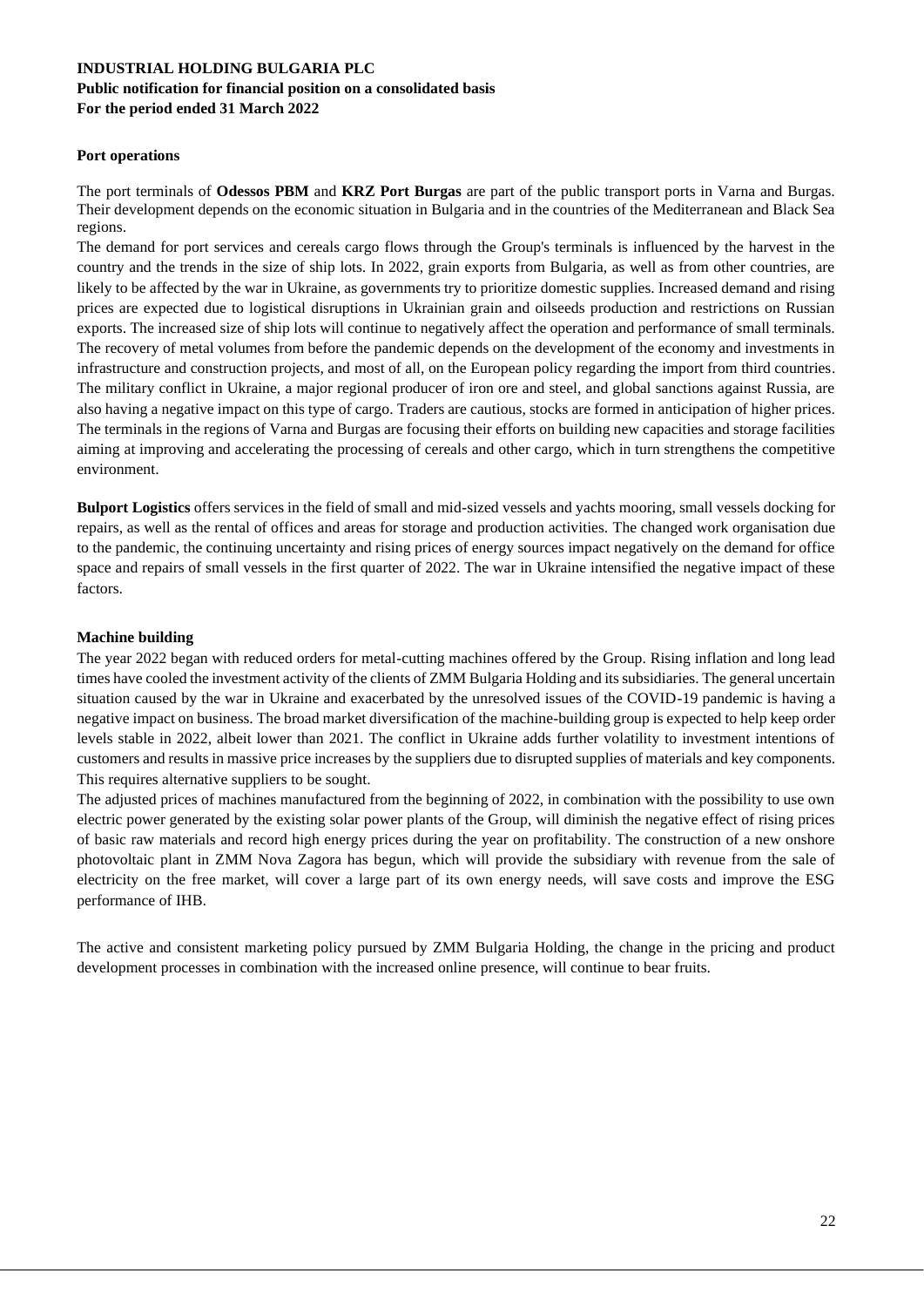### Port operations

The port terminals of **Odessos PBM** and **KRZ Port Burgas** are part of the public transport ports in Varna and Burgas. Their development depends on the economic situation in Bulgaria and in the countries of the Mediterranean and Black Sea regions.

The demand for port services and cereals cargo flows through the Group's terminals is influenced by the harvest in the country and the trends in the size of ship lots. In 2022, grain exports from Bulgaria, as well as from other countries, are likely to be affected by the war in Ukraine, as governments try to prioritize domestic supplies. Increased demand and rising prices are expected due to logistical disruptions in Ukrainian grain and oilseeds production and restrictions on Russian exports. The increased size of ship lots will continue to negatively affect the operation and performance of small terminals. The recovery of metal volumes from before the pandemic depends on the development of the economy and investments in infrastructure and construction projects, and most of all, on the European policy regarding the import from third countries. The military conflict in Ukraine, a major regional producer of iron ore and steel, and global sanctions against Russia, are also having a negative impact on this type of cargo. Traders are cautious, stocks are formed in anticipation of higher prices. The terminals in the regions of Varna and Burgas are focusing their efforts on building new capacities and storage facilities aiming at improving and accelerating the processing of cereals and other cargo, which in turn strengthens the competitive environment.

**Bulport Logistics** offers services in the field of small and mid-sized vessels and yachts mooring, small vessels docking for repairs, as well as the rental of offices and areas for storage and production activities. The changed work organisation due to the pandemic, the continuing uncertainty and rising prices of energy sources impact negatively on the demand for office space and repairs of small vessels in the first quarter of 2022. The war in Ukraine intensified the negative impact of these factors.

### Machine building

The year 2022 began with reduced orders for metal-cutting machines offered by the Group. Rising inflation and long lead times have cooled the investment activity of the clients of ZMM Bulgaria Holding and its subsidiaries. The general uncertain situation caused by the war in Ukraine and exacerbated by the unresolved issues of the COVID-19 pandemic is having a negative impact on business. The broad market diversification of the machine-building group is expected to help keep order levels stable in 2022, albeit lower than 2021. The conflict in Ukraine adds further volatility to investment intentions of customers and results in massive price increases by the suppliers due to disrupted supplies of materials and key components. This requires alternative suppliers to be sought.

The adjusted prices of machines manufactured from the beginning of 2022, in combination with the possibility to use own electric power generated by the existing solar power plants of the Group, will diminish the negative effect of rising prices of basic raw materials and record high energy prices during the year on profitability. The construction of a new onshore photovoltaic plant in ZMM Nova Zagora has begun, which will provide the subsidiary with revenue from the sale of electricity on the free market, will cover a large part of its own energy needs, will save costs and improve the ESG performance of IHB.

The active and consistent marketing policy pursued by ZMM Bulgaria Holding, the change in the pricing and product development processes in combination with the increased online presence, will continue to bear fruits.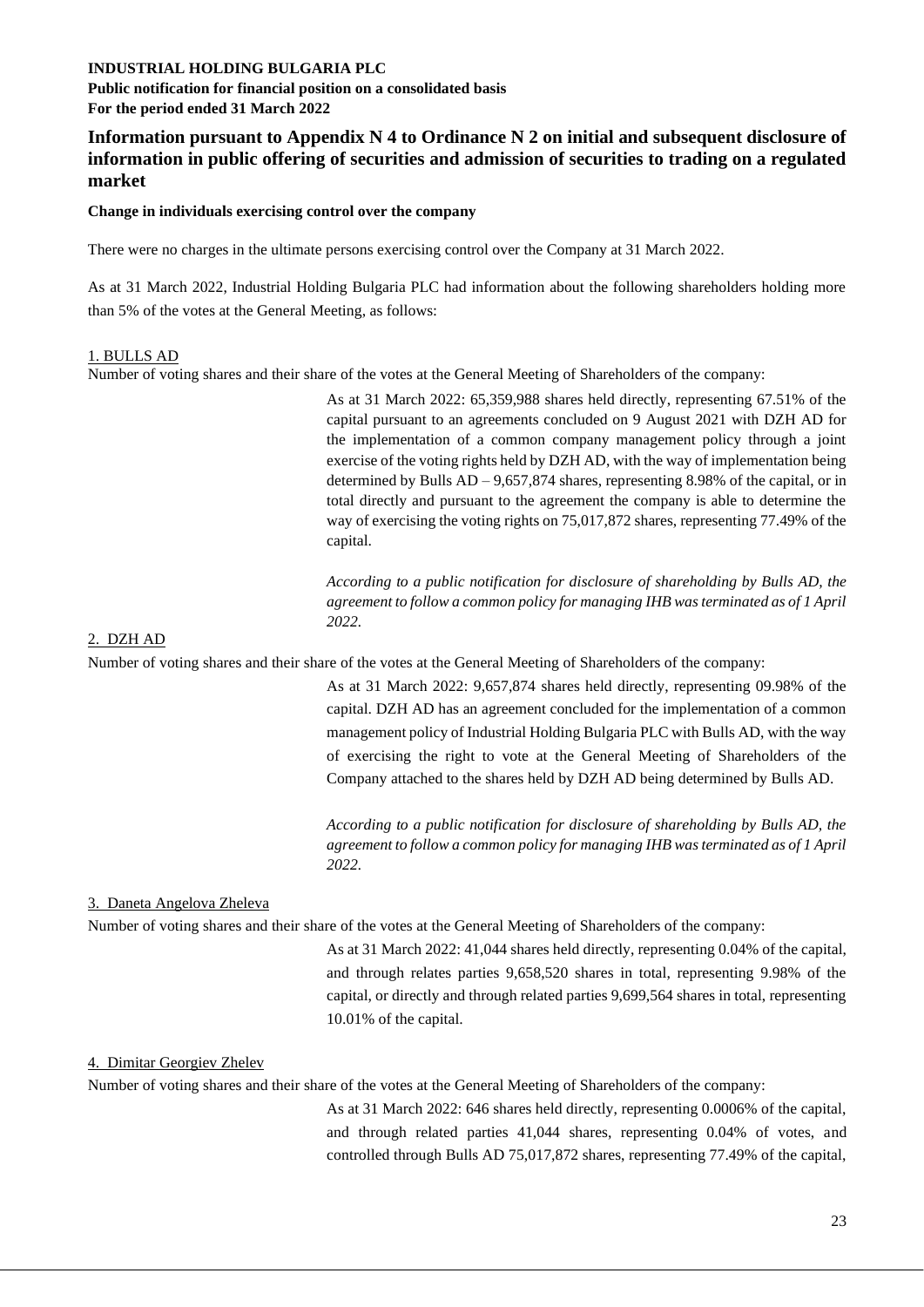**INDUSTRIAL HOLDING BULGARIA PLC**
**Public notification for financial position on a consolidated basis**
**For the period ended 31 March 2022**

## Information pursuant to Appendix N 4 to Ordinance N 2 on initial and subsequent disclosure of information in public offering of securities and admission of securities to trading on a regulated market

**Change in individuals exercising control over the company**

There were no charges in the ultimate persons exercising control over the Company at 31 March 2022.

As at 31 March 2022, Industrial Holding Bulgaria PLC had information about the following shareholders holding more than 5% of the votes at the General Meeting, as follows:

1. BULLS AD

Number of voting shares and their share of the votes at the General Meeting of Shareholders of the company:

As at 31 March 2022: 65,359,988 shares held directly, representing 67.51% of the capital pursuant to an agreements concluded on 9 August 2021 with DZH AD for the implementation of a common company management policy through a joint exercise of the voting rights held by DZH AD, with the way of implementation being determined by Bulls AD – 9,657,874 shares, representing 8.98% of the capital, or in total directly and pursuant to the agreement the company is able to determine the way of exercising the voting rights on 75,017,872 shares, representing 77.49% of the capital.

*According to a public notification for disclosure of shareholding by Bulls AD, the agreement to follow a common policy for managing IHB was terminated as of 1 April 2022.*

2. DZH AD

Number of voting shares and their share of the votes at the General Meeting of Shareholders of the company:

As at 31 March 2022: 9,657,874 shares held directly, representing 09.98% of the capital. DZH AD has an agreement concluded for the implementation of a common management policy of Industrial Holding Bulgaria PLC with Bulls AD, with the way of exercising the right to vote at the General Meeting of Shareholders of the Company attached to the shares held by DZH AD being determined by Bulls AD.

*According to a public notification for disclosure of shareholding by Bulls AD, the agreement to follow a common policy for managing IHB was terminated as of 1 April 2022.*

3. Daneta Angelova Zheleva

Number of voting shares and their share of the votes at the General Meeting of Shareholders of the company:

As at 31 March 2022: 41,044 shares held directly, representing 0.04% of the capital, and through relates parties 9,658,520 shares in total, representing 9.98% of the capital, or directly and through related parties 9,699,564 shares in total, representing 10.01% of the capital.

4. Dimitar Georgiev Zhelev

Number of voting shares and their share of the votes at the General Meeting of Shareholders of the company:

As at 31 March 2022: 646 shares held directly, representing 0.0006% of the capital, and through related parties 41,044 shares, representing 0.04% of votes, and controlled through Bulls AD 75,017,872 shares, representing 77.49% of the capital,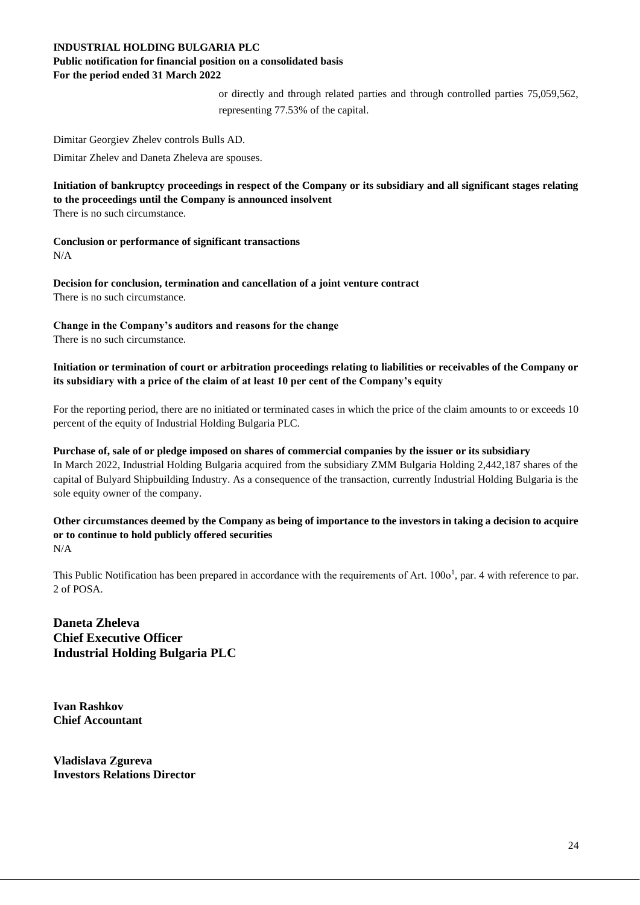or directly and through related parties and through controlled parties 75,059,562, representing 77.53% of the capital.

Dimitar Georgiev Zhelev controls Bulls AD.

Dimitar Zhelev and Daneta Zheleva are spouses.

**Initiation of bankruptcy proceedings in respect of the Company or its subsidiary and all significant stages relating to the proceedings until the Company is announced insolvent**

There is no such circumstance.

**Conclusion or performance of significant transactions**

N/A

**Decision for conclusion, termination and cancellation of a joint venture contract**

There is no such circumstance.

**Change in the Company's auditors and reasons for the change**

There is no such circumstance.

**Initiation or termination of court or arbitration proceedings relating to liabilities or receivables of the Company or its subsidiary with a price of the claim of at least 10 per cent of the Company's equity**

For the reporting period, there are no initiated or terminated cases in which the price of the claim amounts to or exceeds 10 percent of the equity of Industrial Holding Bulgaria PLC.

**Purchase of, sale of or pledge imposed on shares of commercial companies by the issuer or its subsidiary**

In March 2022, Industrial Holding Bulgaria acquired from the subsidiary ZMM Bulgaria Holding 2,442,187 shares of the capital of Bulyard Shipbuilding Industry. As a consequence of the transaction, currently Industrial Holding Bulgaria is the sole equity owner of the company.

**Other circumstances deemed by the Company as being of importance to the investors in taking a decision to acquire or to continue to hold publicly offered securities**

N/A

This Public Notification has been prepared in accordance with the requirements of Art. 100o[1], par. 4 with reference to par. 2 of POSA.

**Daneta Zheleva**
**Chief Executive Officer**
**Industrial Holding Bulgaria PLC**

**Ivan Rashkov**
**Chief Accountant**

**Vladislava Zgureva**
**Investors Relations Director**